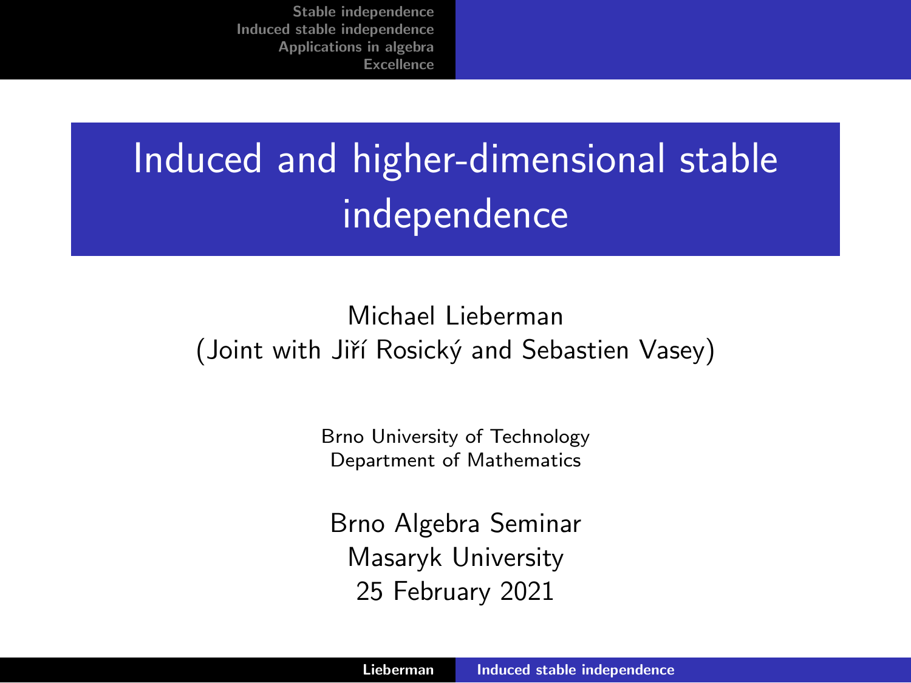# Induced and higher-dimensional stable independence

Michael Lieberman
(Joint with Jiří Rosický and Sebastien Vasey)

Brno University of Technology
Department of Mathematics

Brno Algebra Seminar
Masaryk University
25 February 2021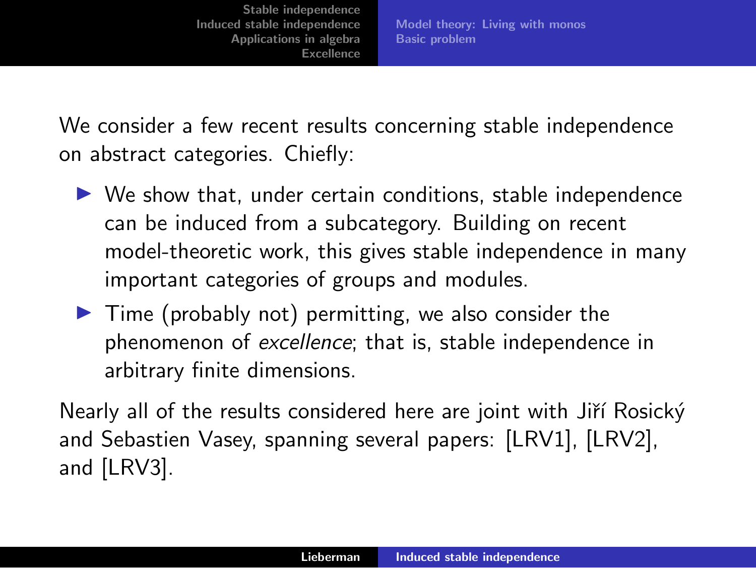We consider a few recent results concerning stable independence on abstract categories. Chiefly:

- We show that, under certain conditions, stable independence can be induced from a subcategory. Building on recent model-theoretic work, this gives stable independence in many important categories of groups and modules.
- Time (probably not) permitting, we also consider the phenomenon of *excellence*; that is, stable independence in arbitrary finite dimensions.

Nearly all of the results considered here are joint with Jiří Rosický and Sebastien Vasey, spanning several papers: [LRV1], [LRV2], and [LRV3].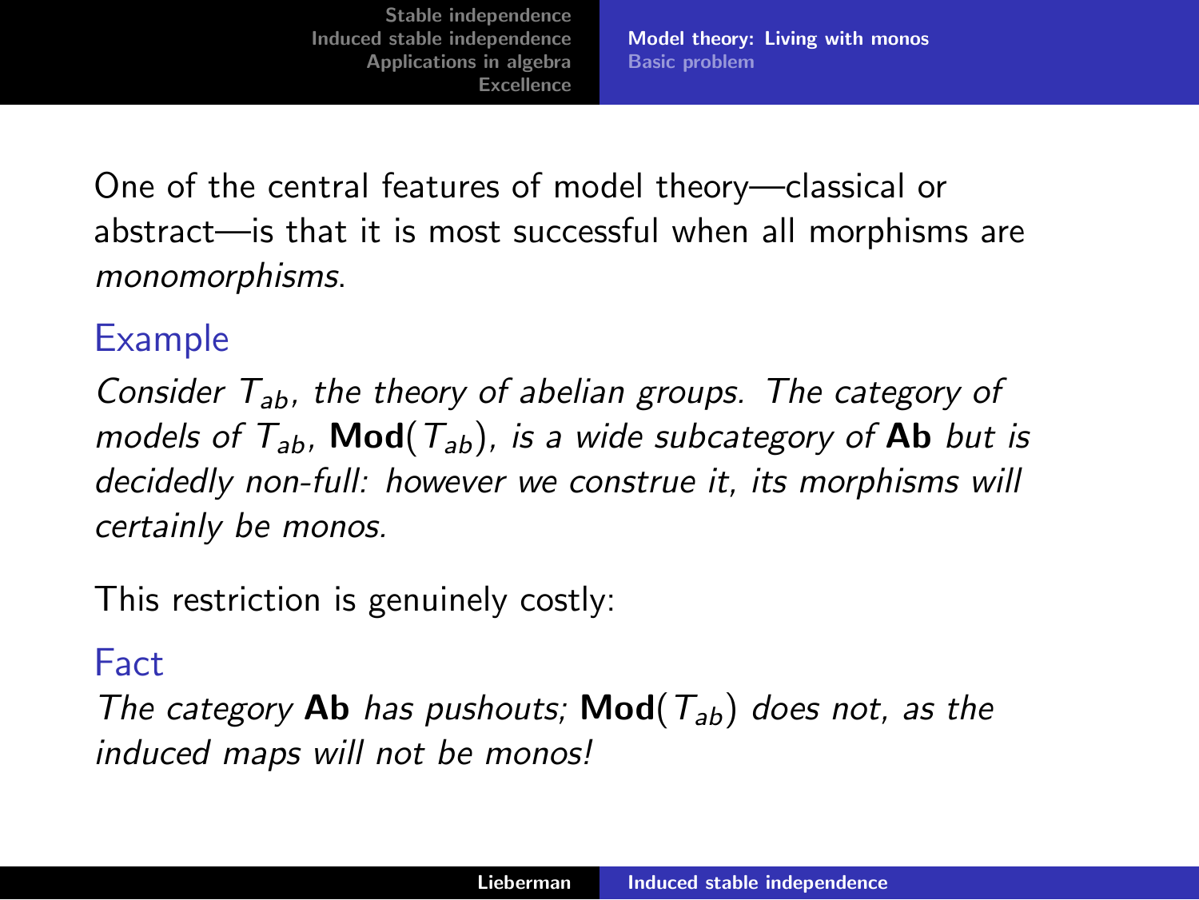One of the central features of model theory—classical or abstract—is that it is most successful when all morphisms are *monomorphisms*.

### Example

*Consider $T_{ab}$, the theory of abelian groups. The category of models of $T_{ab}$, $\mathbf{Mod}(T_{ab})$, is a wide subcategory of* **Ab** *but is decidedly non-full: however we construe it, its morphisms will certainly be monos.*

This restriction is genuinely costly:

### Fact

*The category* **Ab** *has pushouts;* $\mathbf{Mod}(T_{ab})$ *does not, as the induced maps will not be monos!*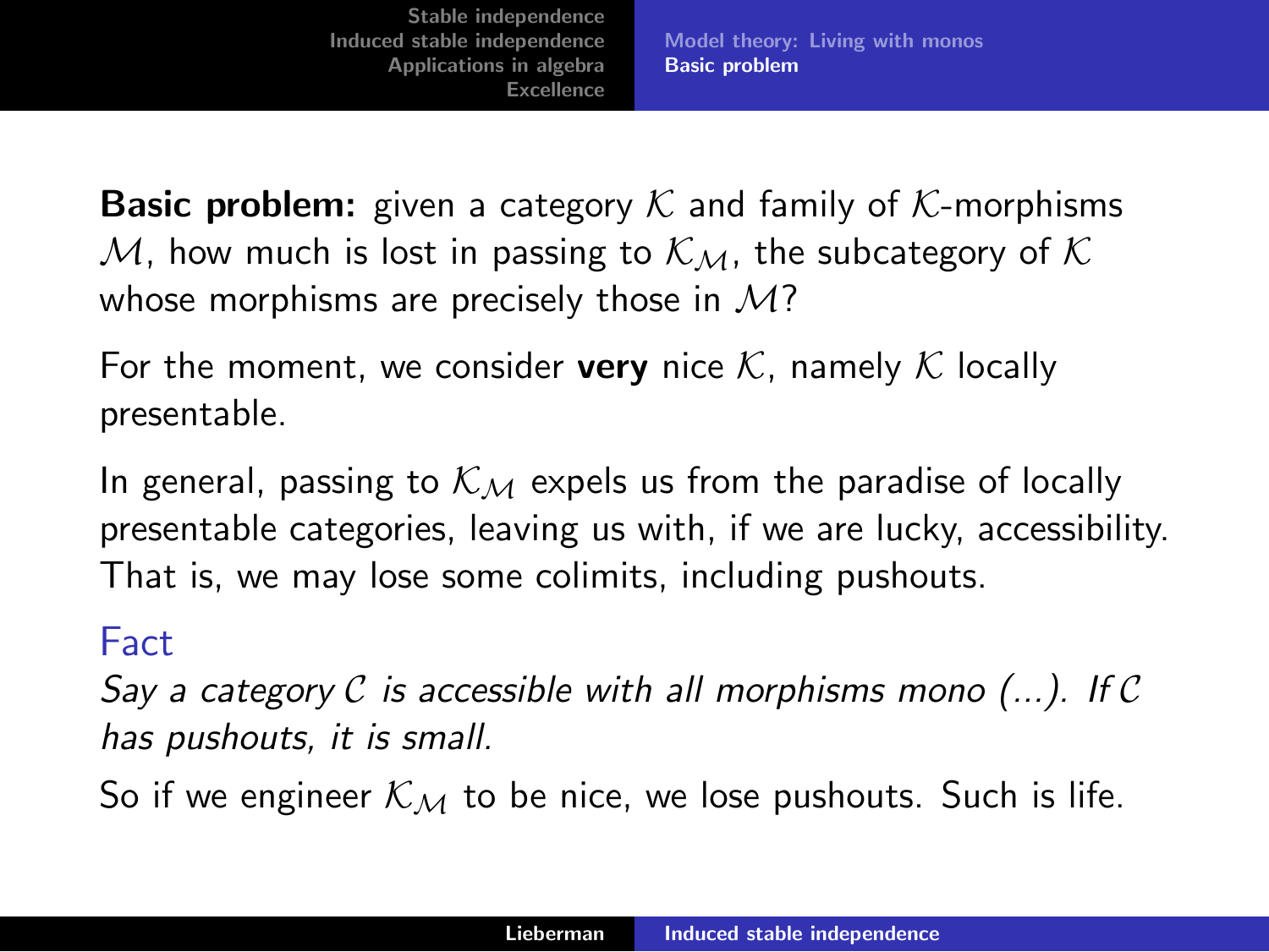**Basic problem:** given a category $\mathcal{K}$ and family of $\mathcal{K}$-morphisms $\mathcal{M}$, how much is lost in passing to $\mathcal{K}_{\mathcal{M}}$, the subcategory of $\mathcal{K}$ whose morphisms are precisely those in $\mathcal{M}$?

For the moment, we consider **very** nice $\mathcal{K}$, namely $\mathcal{K}$ locally presentable.

In general, passing to $\mathcal{K}_{\mathcal{M}}$ expels us from the paradise of locally presentable categories, leaving us with, if we are lucky, accessibility. That is, we may lose some colimits, including pushouts.

### Fact

*Say a category $\mathcal{C}$ is accessible with all morphisms mono (...). If $\mathcal{C}$ has pushouts, it is small.*

So if we engineer $\mathcal{K}_{\mathcal{M}}$ to be nice, we lose pushouts. Such is life.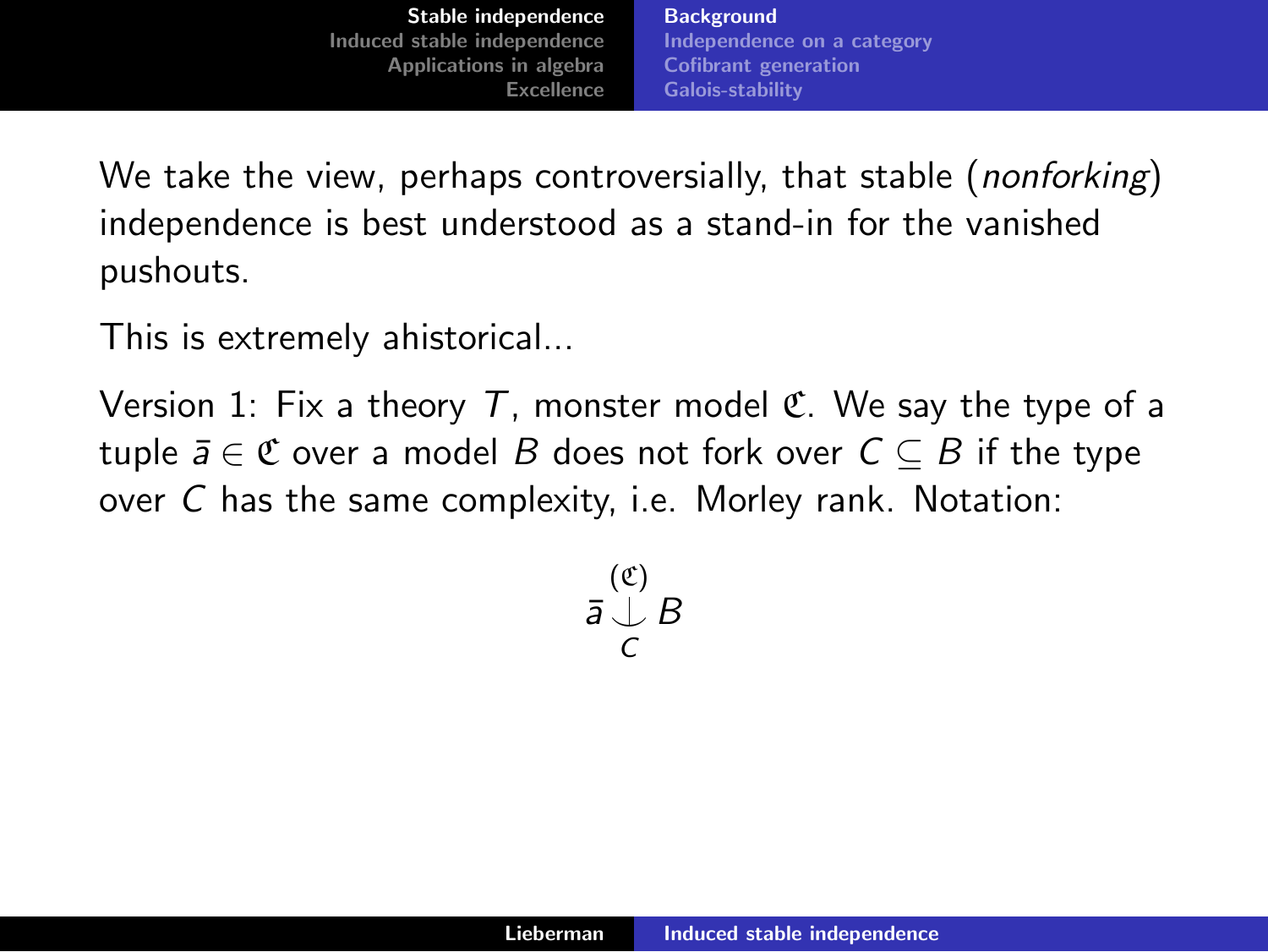We take the view, perhaps controversially, that stable (*nonforking*) independence is best understood as a stand-in for the vanished pushouts.

This is extremely ahistorical...

Version 1: Fix a theory $T$, monster model $\mathfrak{C}$. We say the type of a tuple $\bar{a} \in \mathfrak{C}$ over a model $B$ does not fork over $C \subseteq B$ if the type over $C$ has the same complexity, i.e. Morley rank. Notation:

$$\bar{a} \underset{C}{\overset{(\mathfrak{C})}{\smile}} B$$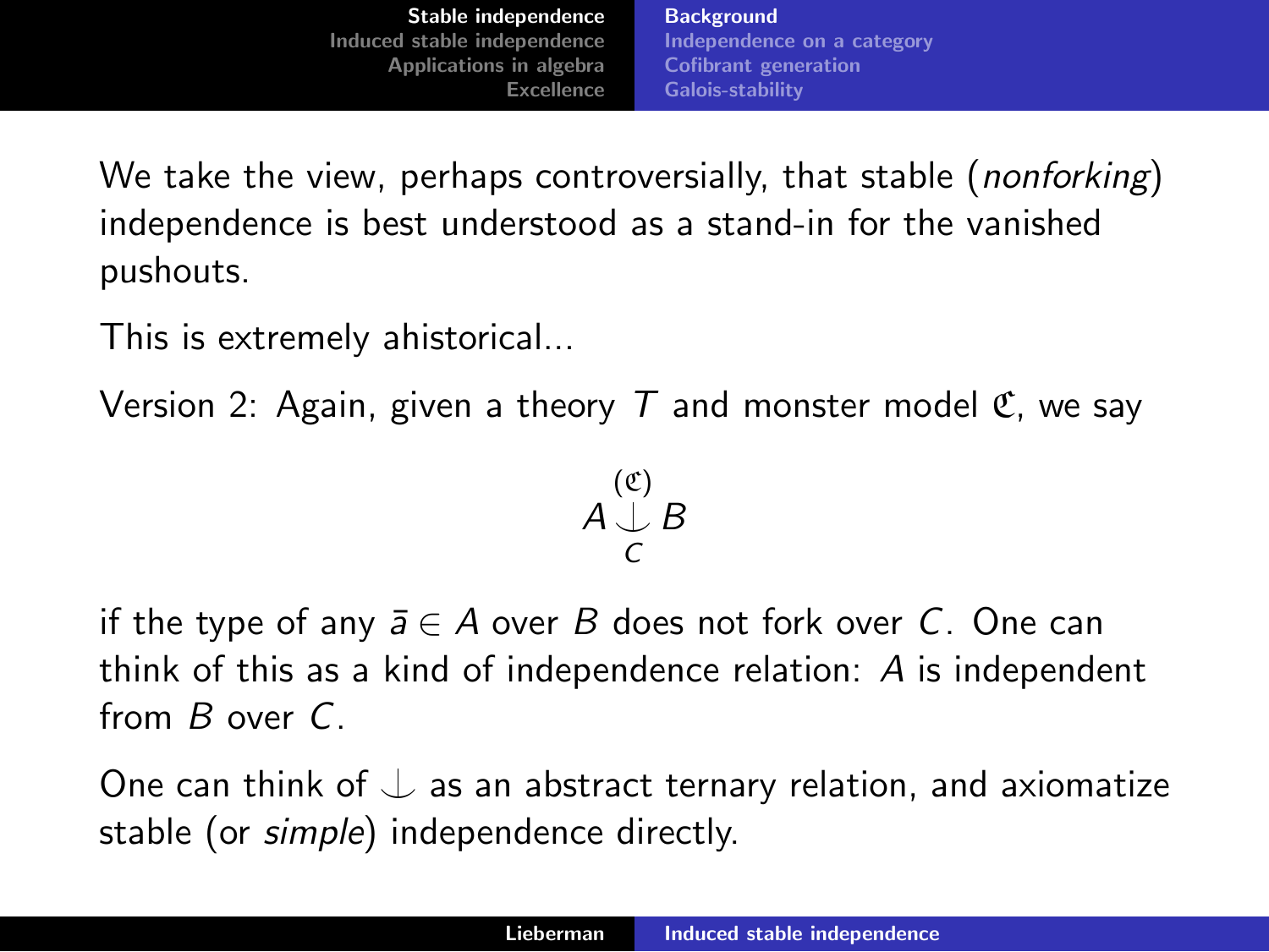We take the view, perhaps controversially, that stable (*nonforking*) independence is best understood as a stand-in for the vanished pushouts.

This is extremely ahistorical...

Version 2: Again, given a theory $T$ and monster model $\mathfrak{C}$, we say

$$A \underset{C}{\overset{(\mathfrak{C})}{\smile}} B$$

if the type of any $\bar{a} \in A$ over $B$ does not fork over $C$. One can think of this as a kind of independence relation: $A$ is independent from $B$ over $C$.

One can think of $\smile$ as an abstract ternary relation, and axiomatize stable (or *simple*) independence directly.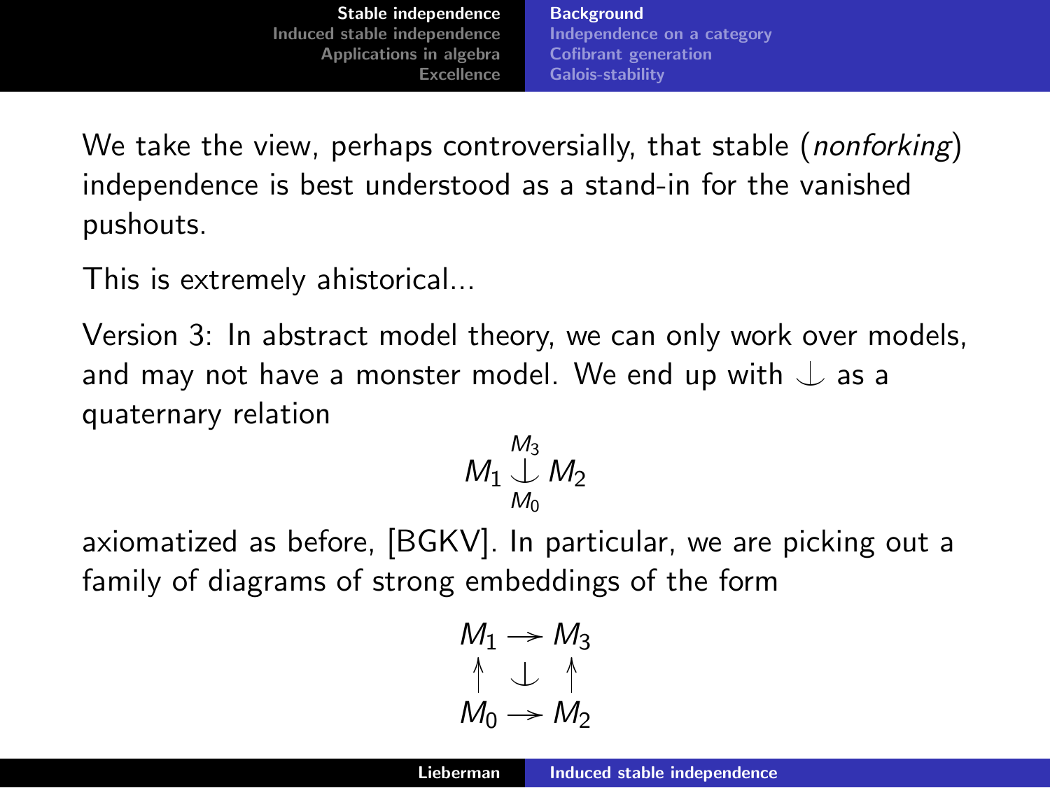We take the view, perhaps controversially, that stable (*nonforking*) independence is best understood as a stand-in for the vanished pushouts.

This is extremely ahistorical...

Version 3: In abstract model theory, we can only work over models, and may not have a monster model. We end up with $\perp$ as a quaternary relation

$$M_1 \underset{M_0}{\overset{M_3}{\perp}} M_2$$

axiomatized as before, [BGKV]. In particular, we are picking out a family of diagrams of strong embeddings of the form

$$\begin{array}{ccc} M_1 & \rightarrow & M_3 \\ \uparrow & \perp & \uparrow \\ M_0 & \rightarrow & M_2 \end{array}$$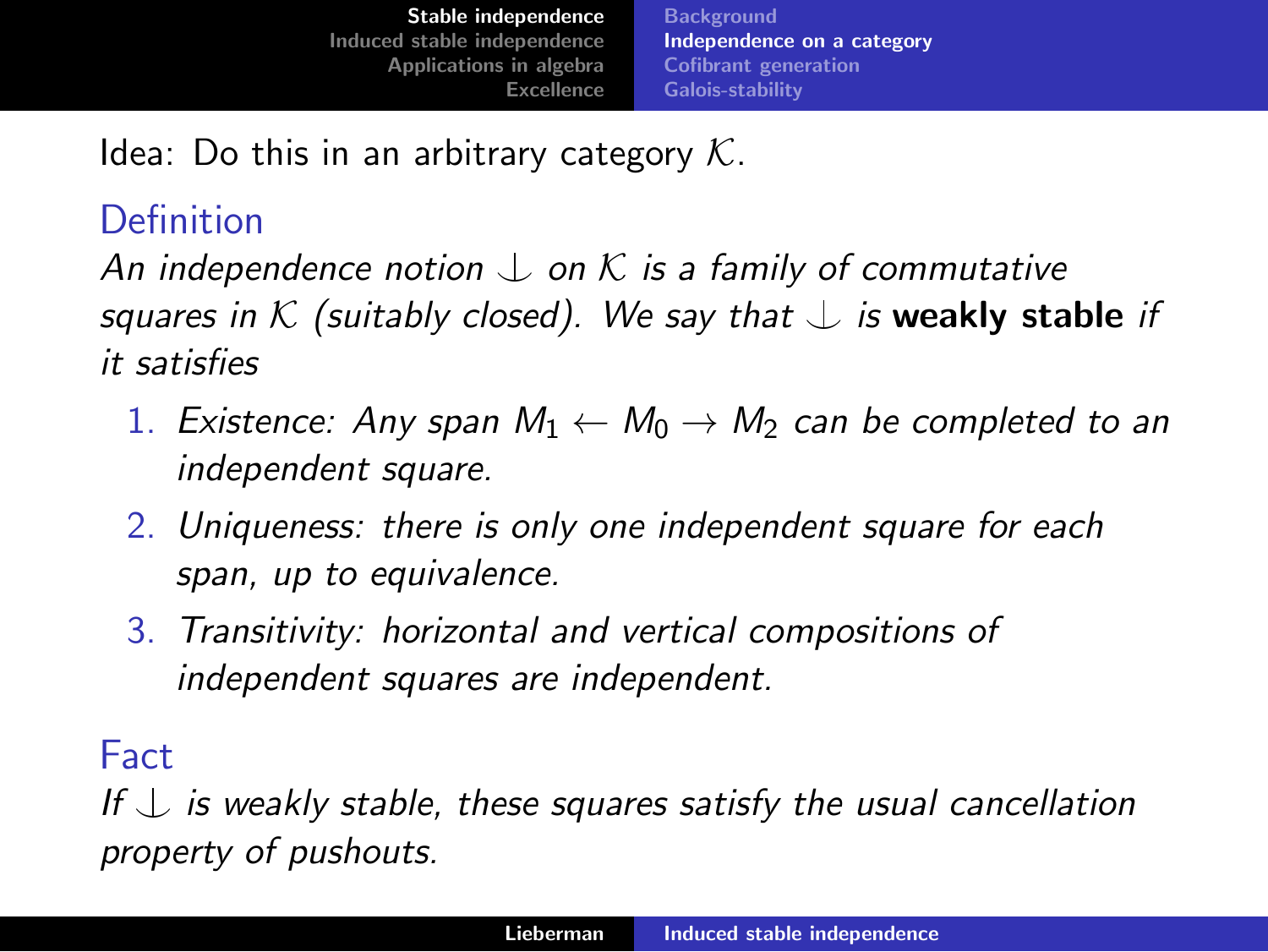Idea: Do this in an arbitrary category $\mathcal{K}$.

## Definition

*An independence notion $\mathrel{\raise0.2ex\hbox{$\smile$}\kern-0.75em\raise-0.3ex\hbox{$|$}}$ on $\mathcal{K}$ is a family of commutative squares in $\mathcal{K}$ (suitably closed). We say that $\mathrel{\raise0.2ex\hbox{$\smile$}\kern-0.75em\raise-0.3ex\hbox{$|$}}$ is* **weakly stable** *if it satisfies*

1. *Existence: Any span $M_1 \leftarrow M_0 \rightarrow M_2$ can be completed to an independent square.*
2. *Uniqueness: there is only one independent square for each span, up to equivalence.*
3. *Transitivity: horizontal and vertical compositions of independent squares are independent.*

## Fact

*If $\mathrel{\raise0.2ex\hbox{$\smile$}\kern-0.75em\raise-0.3ex\hbox{$|$}}$ is weakly stable, these squares satisfy the usual cancellation property of pushouts.*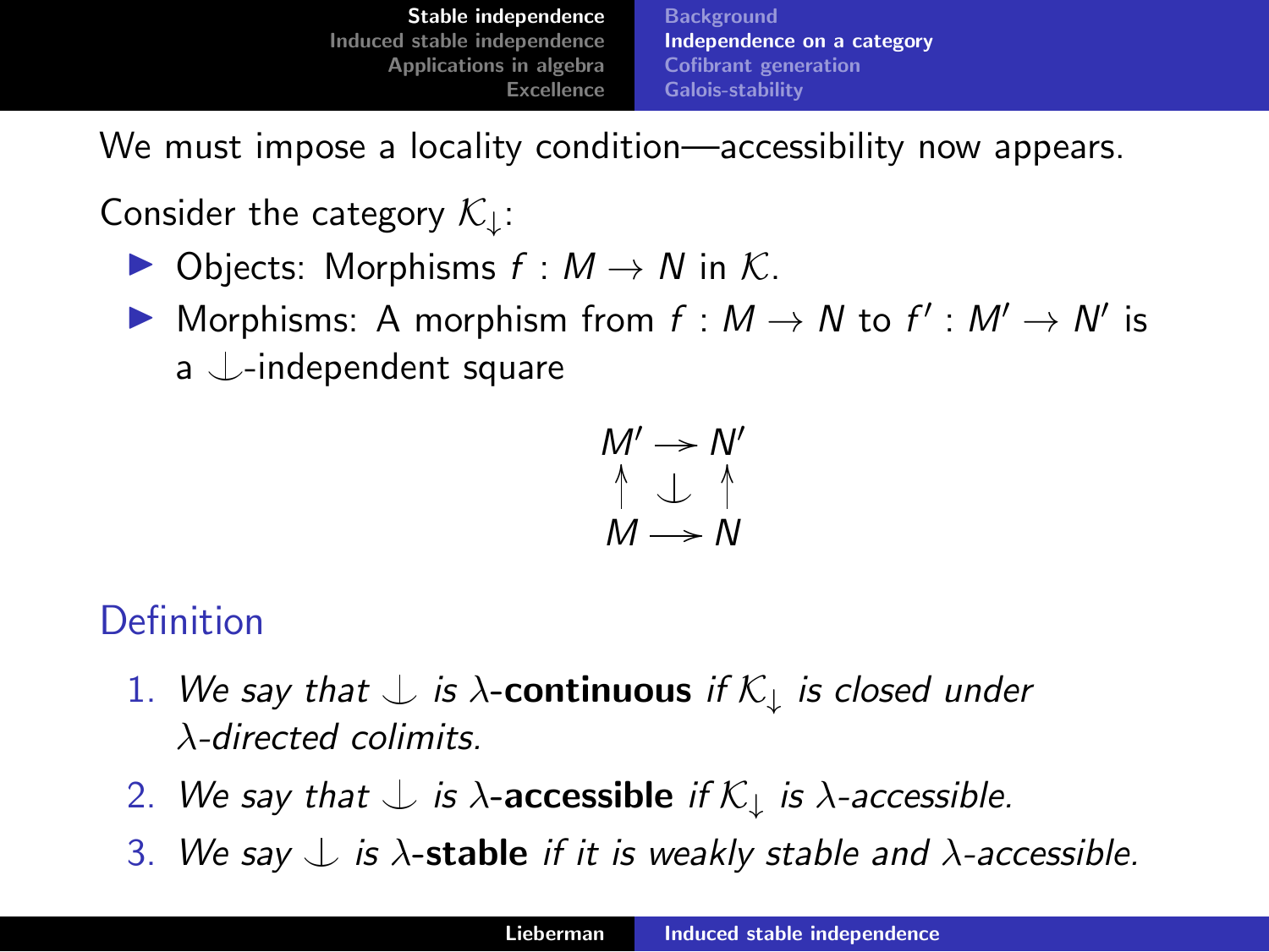We must impose a locality condition—accessibility now appears.

Consider the category $\mathcal{K}_{\downarrow}$:

- Objects: Morphisms $f : M \to N$ in $\mathcal{K}$.
- Morphisms: A morphism from $f : M \to N$ to $f' : M' \to N'$ is a $\downarrow$-independent square

$$\begin{array}{ccc} M' & \longrightarrow & N' \\ \uparrow & \downarrow & \uparrow \\ M & \longrightarrow & N \end{array}$$

## Definition

1. *We say that $\downarrow$ is $\lambda$-**continuous** if $\mathcal{K}_{\downarrow}$ is closed under $\lambda$-directed colimits.*
2. *We say that $\downarrow$ is $\lambda$-**accessible** if $\mathcal{K}_{\downarrow}$ is $\lambda$-accessible.*
3. *We say $\downarrow$ is $\lambda$-**stable** if it is weakly stable and $\lambda$-accessible.*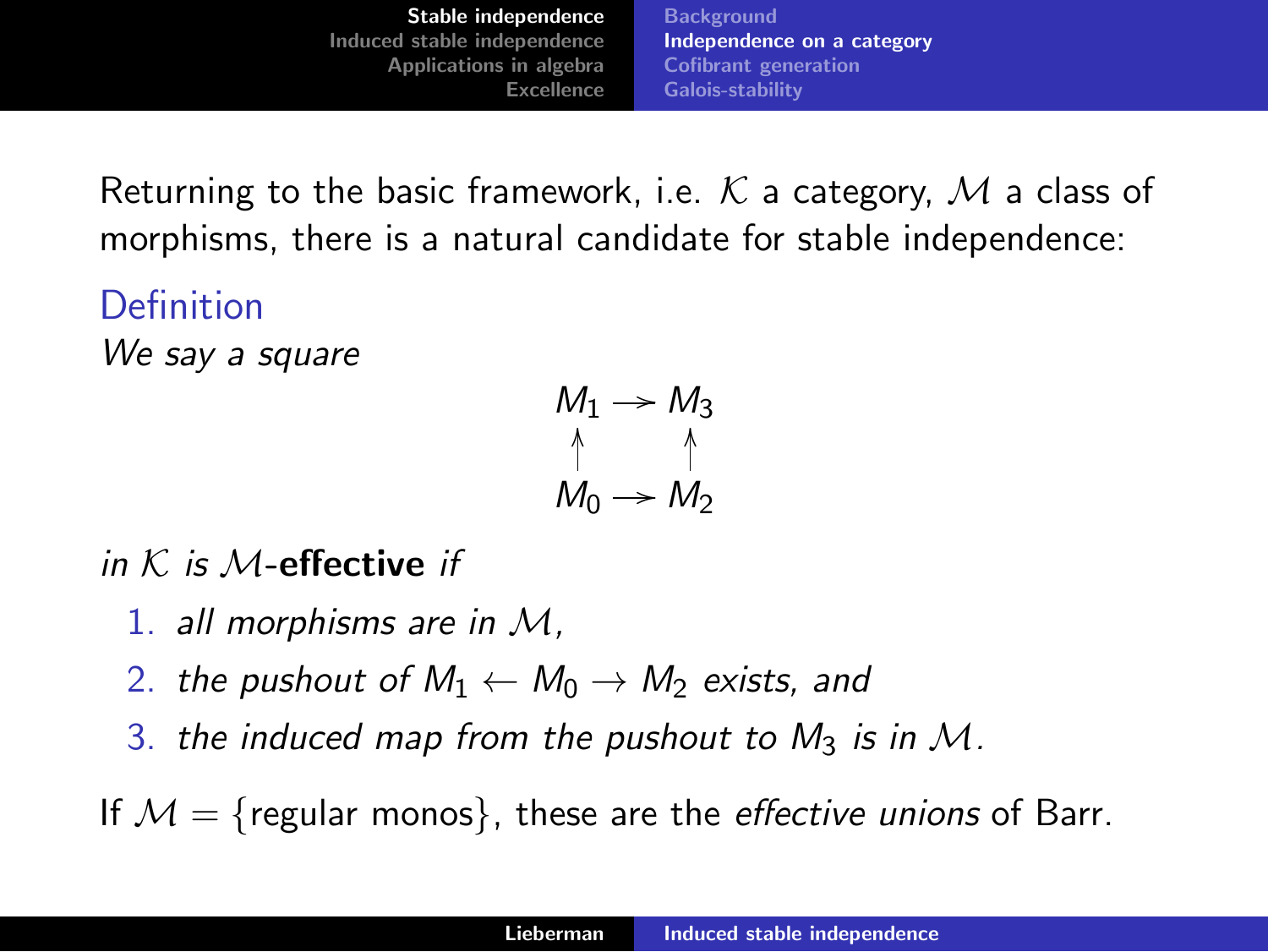Returning to the basic framework, i.e. $\mathcal{K}$ a category, $\mathcal{M}$ a class of morphisms, there is a natural candidate for stable independence:

**Definition**

*We say a square*

$$\begin{array}{ccc} M_1 & \rightarrowtail & M_3 \\ \uparrow & & \uparrow \\ M_0 & \rightarrowtail & M_2 \end{array}$$

*in $\mathcal{K}$ is $\mathcal{M}$-**effective** if*

1. *all morphisms are in $\mathcal{M}$,*
2. *the pushout of $M_1 \leftarrow M_0 \rightarrow M_2$ exists, and*
3. *the induced map from the pushout to $M_3$ is in $\mathcal{M}$.*

If $\mathcal{M} = \{\text{regular monos}\}$, these are the *effective unions* of Barr.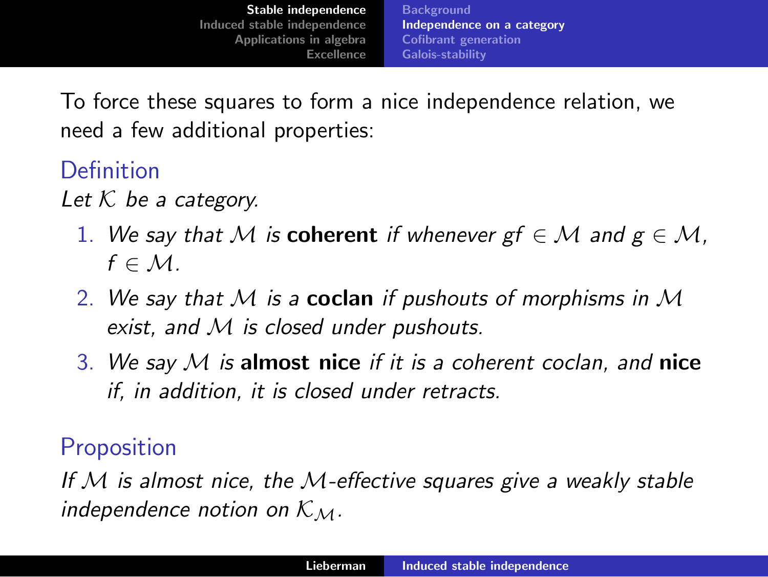To force these squares to form a nice independence relation, we need a few additional properties:

### Definition

*Let $\mathcal{K}$ be a category.*

1. *We say that $\mathcal{M}$ is* **coherent** *if whenever $gf \in \mathcal{M}$ and $g \in \mathcal{M}$, $f \in \mathcal{M}$.*
2. *We say that $\mathcal{M}$ is a* **coclan** *if pushouts of morphisms in $\mathcal{M}$ exist, and $\mathcal{M}$ is closed under pushouts.*
3. *We say $\mathcal{M}$ is* **almost nice** *if it is a coherent coclan, and* **nice** *if, in addition, it is closed under retracts.*

### Proposition

*If $\mathcal{M}$ is almost nice, the $\mathcal{M}$-effective squares give a weakly stable independence notion on $\mathcal{K}_{\mathcal{M}}$.*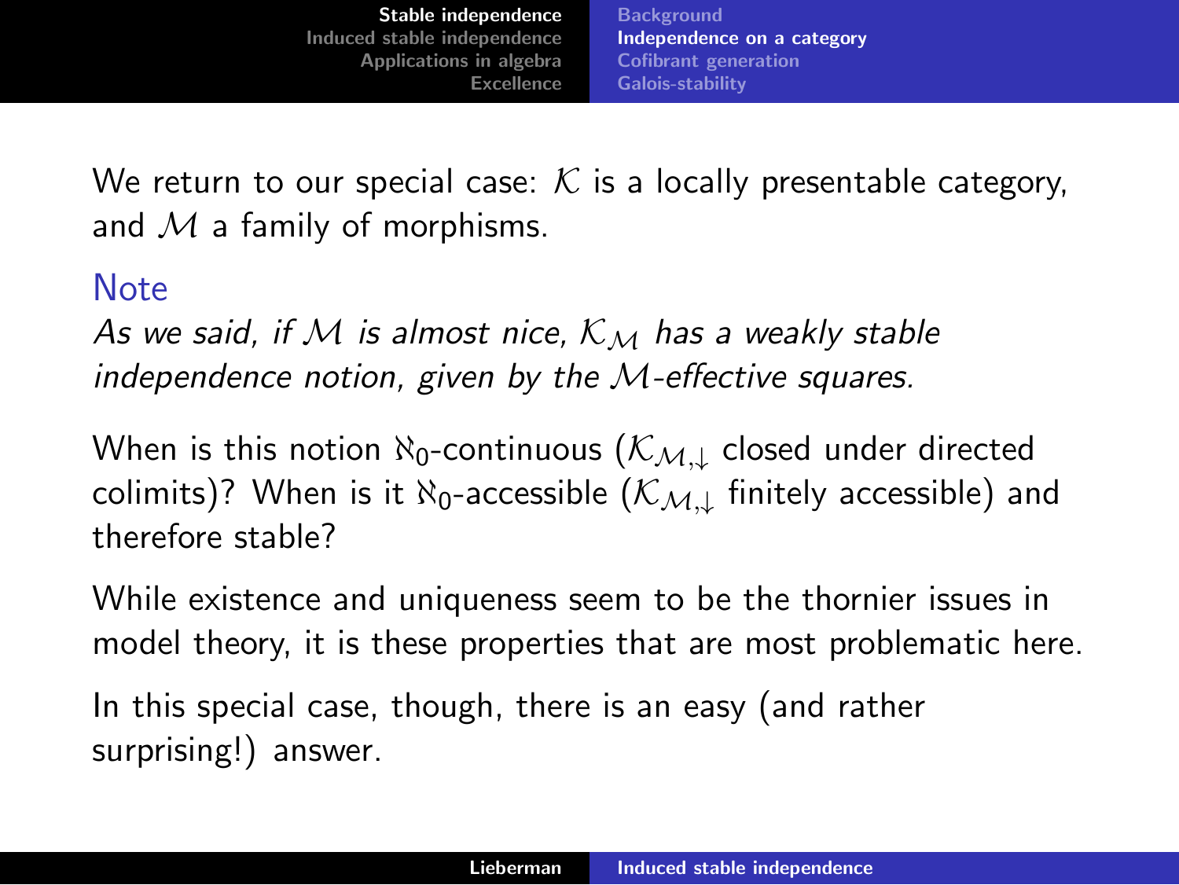We return to our special case: $\mathcal{K}$ is a locally presentable category, and $\mathcal{M}$ a family of morphisms.

**Note**

*As we said, if $\mathcal{M}$ is almost nice, $\mathcal{K}_{\mathcal{M}}$ has a weakly stable independence notion, given by the $\mathcal{M}$-effective squares.*

When is this notion $\aleph_0$-continuous ($\mathcal{K}_{\mathcal{M},\downarrow}$ closed under directed colimits)? When is it $\aleph_0$-accessible ($\mathcal{K}_{\mathcal{M},\downarrow}$ finitely accessible) and therefore stable?

While existence and uniqueness seem to be the thornier issues in model theory, it is these properties that are most problematic here.

In this special case, though, there is an easy (and rather surprising!) answer.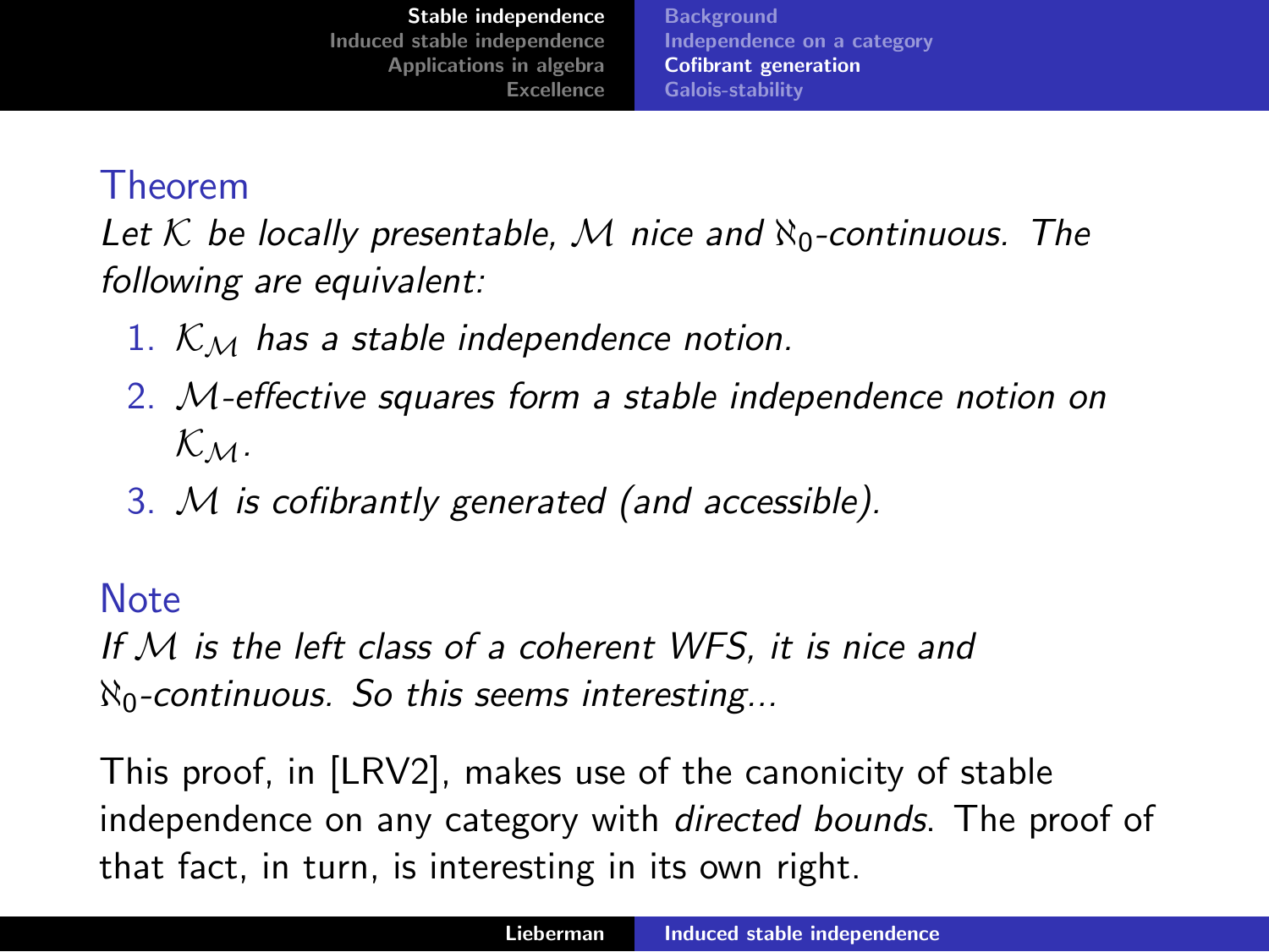### Theorem

*Let $\mathcal{K}$ be locally presentable, $\mathcal{M}$ nice and $\aleph_0$-continuous. The following are equivalent:*

1. *$\mathcal{K}_{\mathcal{M}}$ has a stable independence notion.*
2. *$\mathcal{M}$-effective squares form a stable independence notion on $\mathcal{K}_{\mathcal{M}}$.*
3. *$\mathcal{M}$ is cofibrantly generated (and accessible).*

### Note

*If $\mathcal{M}$ is the left class of a coherent WFS, it is nice and $\aleph_0$-continuous. So this seems interesting...*

This proof, in [LRV2], makes use of the canonicity of stable independence on any category with *directed bounds*. The proof of that fact, in turn, is interesting in its own right.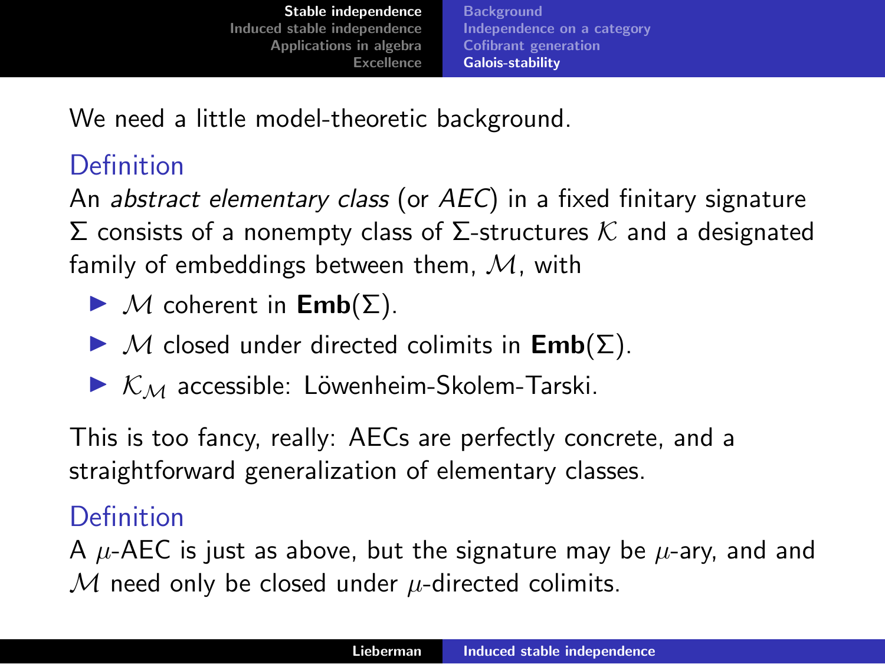We need a little model-theoretic background.

### Definition

An *abstract elementary class* (or *AEC*) in a fixed finitary signature $\Sigma$ consists of a nonempty class of $\Sigma$-structures $\mathcal{K}$ and a designated family of embeddings between them, $\mathcal{M}$, with

- $\mathcal{M}$ coherent in $\mathbf{Emb}(\Sigma)$.
- $\mathcal{M}$ closed under directed colimits in $\mathbf{Emb}(\Sigma)$.
- $\mathcal{K}_{\mathcal{M}}$ accessible: Löwenheim-Skolem-Tarski.

This is too fancy, really: AECs are perfectly concrete, and a straightforward generalization of elementary classes.

### Definition

A $\mu$-AEC is just as above, but the signature may be $\mu$-ary, and and $\mathcal{M}$ need only be closed under $\mu$-directed colimits.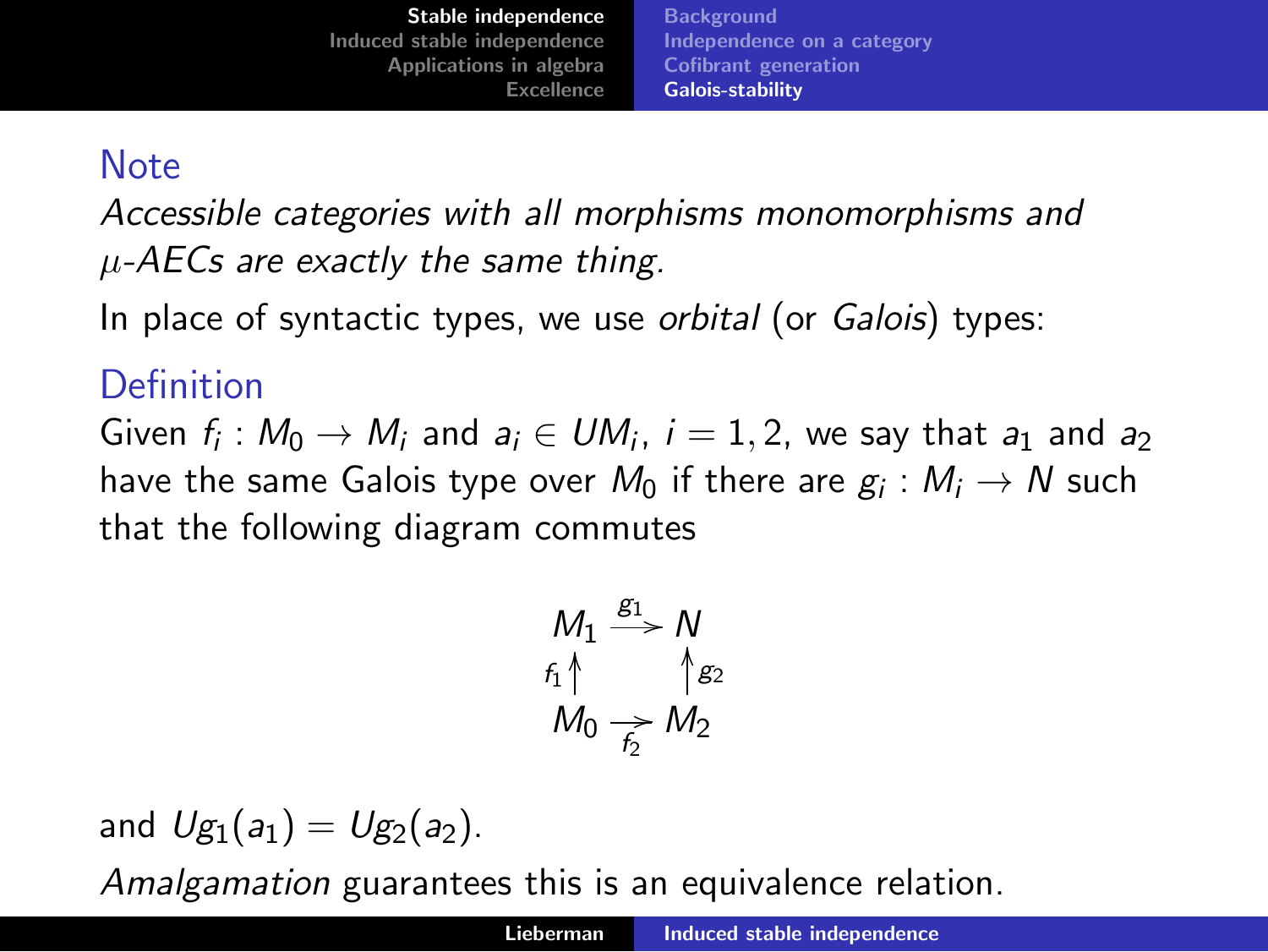### Note

*Accessible categories with all morphisms monomorphisms and $\mu$-AECs are exactly the same thing.*

In place of syntactic types, we use *orbital* (or *Galois*) types:

### Definition

Given $f_i : M_0 \to M_i$ and $a_i \in UM_i$, $i = 1, 2$, we say that $a_1$ and $a_2$ have the same Galois type over $M_0$ if there are $g_i : M_i \to N$ such that the following diagram commutes

$$\begin{array}{ccc} M_1 & \xrightarrow{g_1} & N \\ {\scriptstyle f_1}\uparrow & & \uparrow{\scriptstyle g_2} \\ M_0 & \xrightarrow[f_2]{} & M_2 \end{array}$$

and $Ug_1(a_1) = Ug_2(a_2)$.

*Amalgamation* guarantees this is an equivalence relation.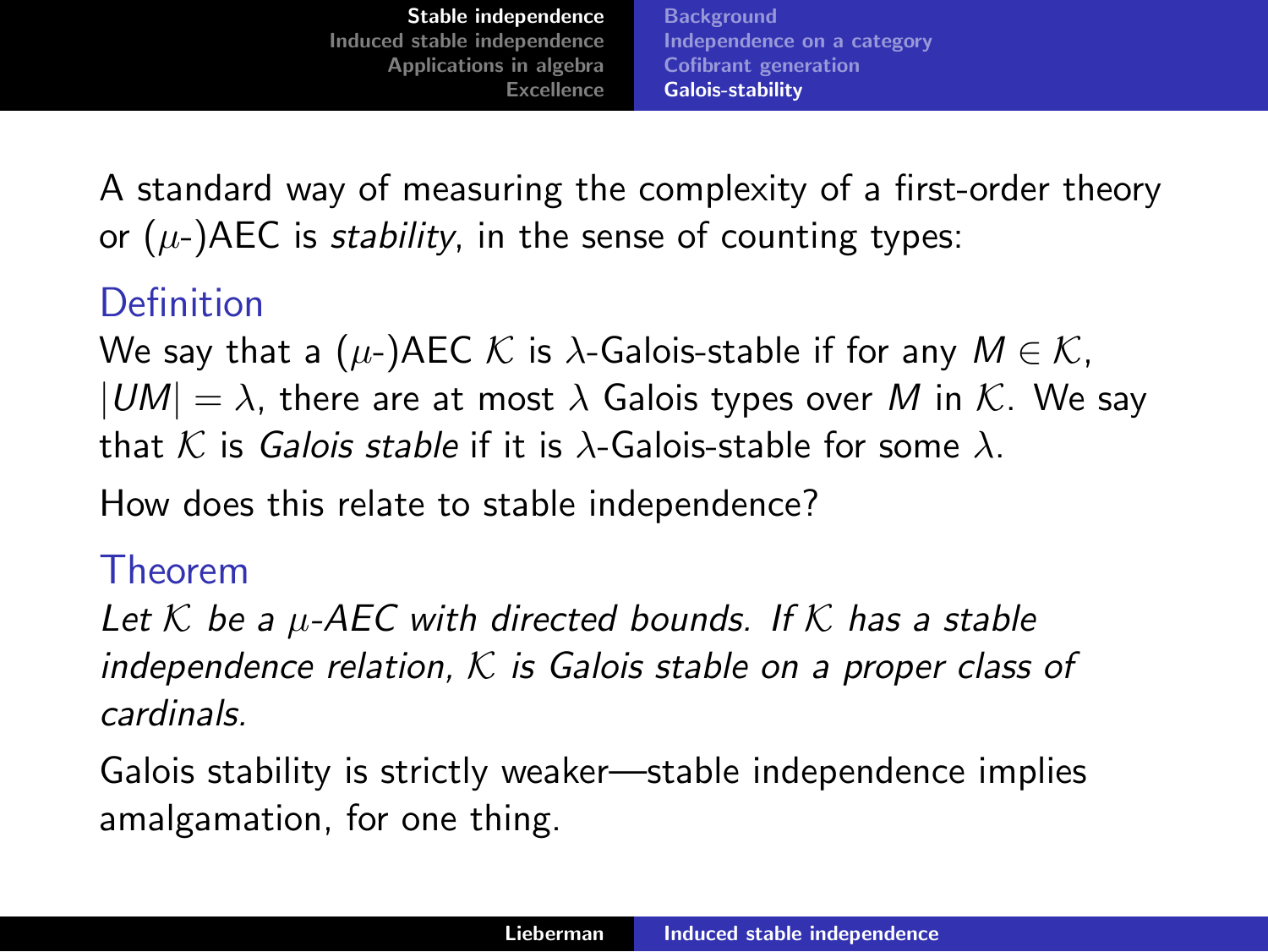A standard way of measuring the complexity of a first-order theory or ($\mu$-)AEC is *stability*, in the sense of counting types:

### Definition

We say that a ($\mu$-)AEC $\mathcal{K}$ is $\lambda$-Galois-stable if for any $M \in \mathcal{K}$, $|UM| = \lambda$, there are at most $\lambda$ Galois types over $M$ in $\mathcal{K}$. We say that $\mathcal{K}$ is *Galois stable* if it is $\lambda$-Galois-stable for some $\lambda$.

How does this relate to stable independence?

### Theorem

*Let $\mathcal{K}$ be a $\mu$-AEC with directed bounds. If $\mathcal{K}$ has a stable independence relation, $\mathcal{K}$ is Galois stable on a proper class of cardinals.*

Galois stability is strictly weaker—stable independence implies amalgamation, for one thing.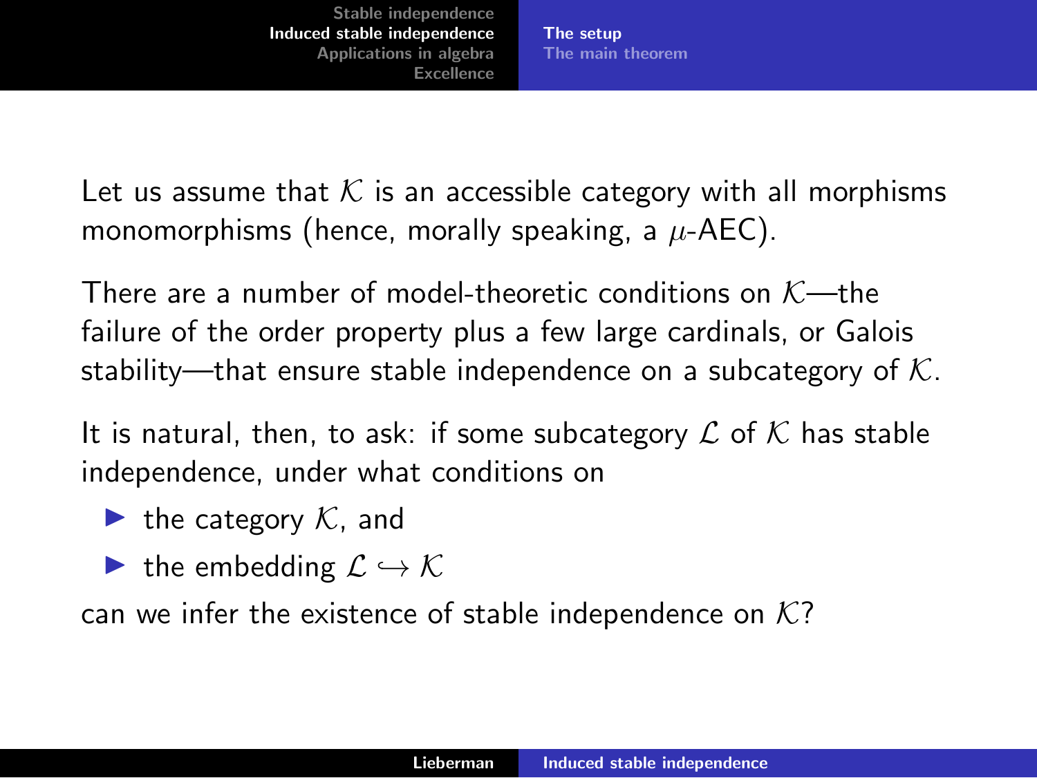Let us assume that $\mathcal{K}$ is an accessible category with all morphisms monomorphisms (hence, morally speaking, a $\mu$-AEC).

There are a number of model-theoretic conditions on $\mathcal{K}$—the failure of the order property plus a few large cardinals, or Galois stability—that ensure stable independence on a subcategory of $\mathcal{K}$.

It is natural, then, to ask: if some subcategory $\mathcal{L}$ of $\mathcal{K}$ has stable independence, under what conditions on

- the category $\mathcal{K}$, and
- the embedding $\mathcal{L} \hookrightarrow \mathcal{K}$

can we infer the existence of stable independence on $\mathcal{K}$?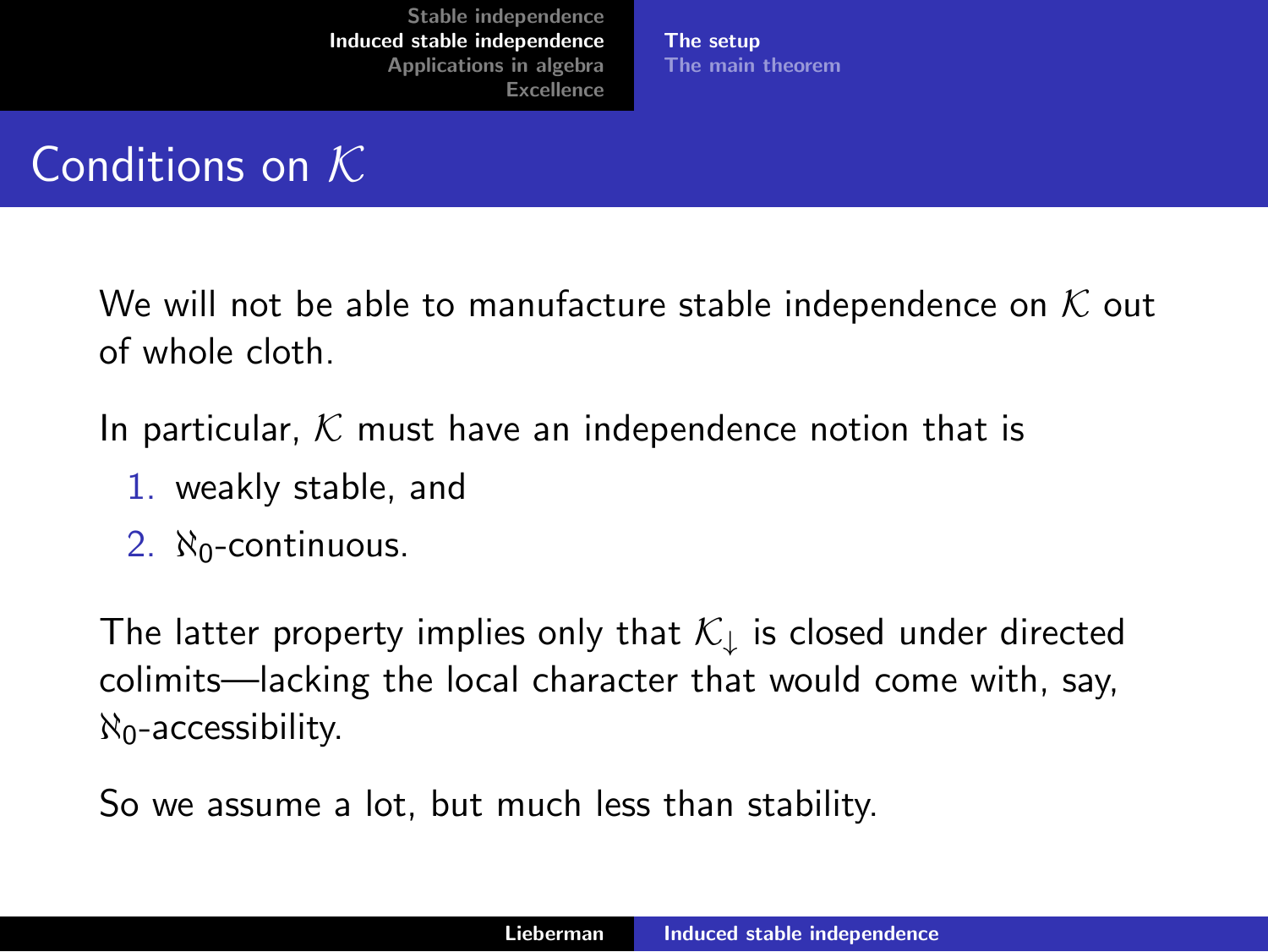# Conditions on $\mathcal{K}$

We will not be able to manufacture stable independence on $\mathcal{K}$ out of whole cloth.

In particular, $\mathcal{K}$ must have an independence notion that is

1. weakly stable, and
2. $\aleph_0$-continuous.

The latter property implies only that $\mathcal{K}_\downarrow$ is closed under directed colimits—lacking the local character that would come with, say, $\aleph_0$-accessibility.

So we assume a lot, but much less than stability.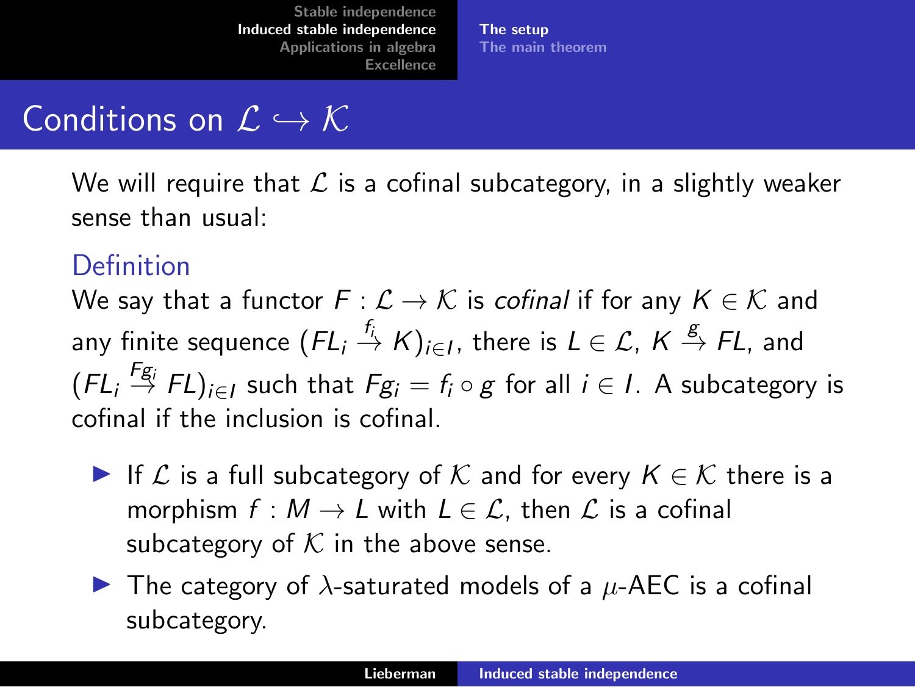# Conditions on $\mathcal{L} \hookrightarrow \mathcal{K}$

We will require that $\mathcal{L}$ is a cofinal subcategory, in a slightly weaker sense than usual:

### Definition

We say that a functor $F : \mathcal{L} \to \mathcal{K}$ is *cofinal* if for any $K \in \mathcal{K}$ and any finite sequence $(FL_i \stackrel{f_i}{\to} K)_{i \in I}$, there is $L \in \mathcal{L}$, $K \stackrel{g}{\to} FL$, and $(FL_i \stackrel{Fg_i}{\to} FL)_{i \in I}$ such that $Fg_i = f_i \circ g$ for all $i \in I$. A subcategory is cofinal if the inclusion is cofinal.

- If $\mathcal{L}$ is a full subcategory of $\mathcal{K}$ and for every $K \in \mathcal{K}$ there is a morphism $f : M \to L$ with $L \in \mathcal{L}$, then $\mathcal{L}$ is a cofinal subcategory of $\mathcal{K}$ in the above sense.
- The category of $\lambda$-saturated models of a $\mu$-AEC is a cofinal subcategory.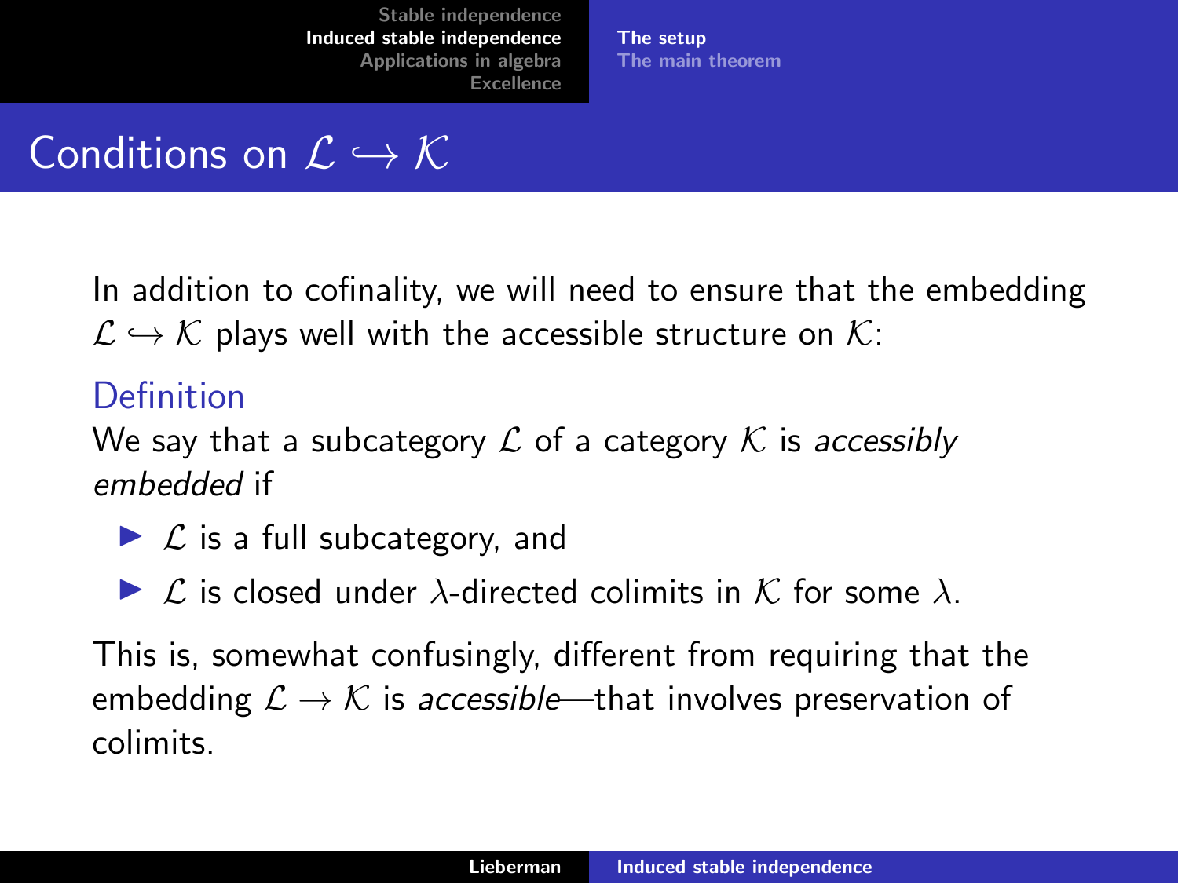# Conditions on $\mathcal{L} \hookrightarrow \mathcal{K}$

In addition to cofinality, we will need to ensure that the embedding $\mathcal{L} \hookrightarrow \mathcal{K}$ plays well with the accessible structure on $\mathcal{K}$:

**Definition**

We say that a subcategory $\mathcal{L}$ of a category $\mathcal{K}$ is *accessibly embedded* if

- $\mathcal{L}$ is a full subcategory, and
- $\mathcal{L}$ is closed under $\lambda$-directed colimits in $\mathcal{K}$ for some $\lambda$.

This is, somewhat confusingly, different from requiring that the embedding $\mathcal{L} \to \mathcal{K}$ is *accessible*—that involves preservation of colimits.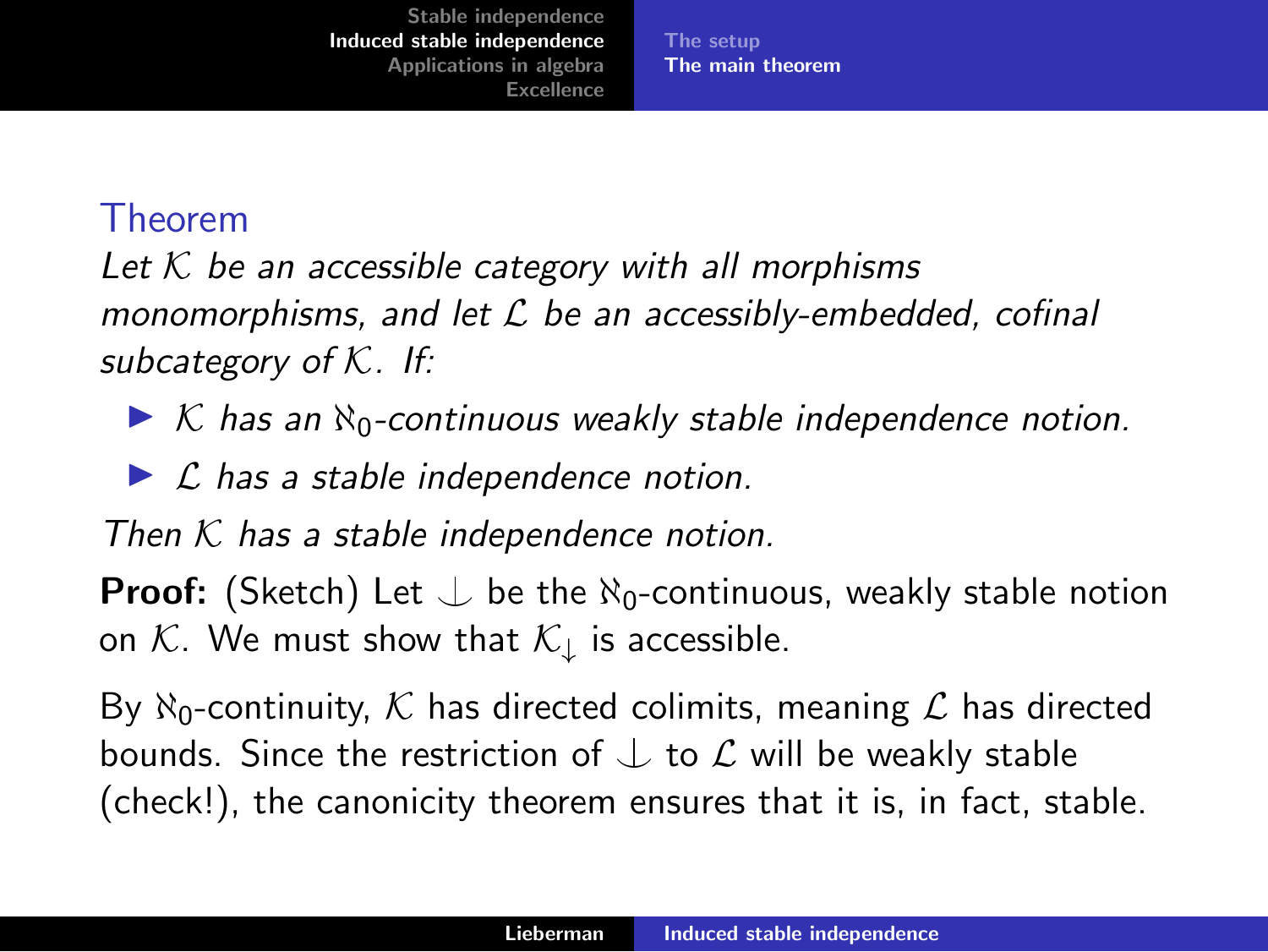## Theorem

*Let $\mathcal{K}$ be an accessible category with all morphisms monomorphisms, and let $\mathcal{L}$ be an accessibly-embedded, cofinal subcategory of $\mathcal{K}$. If:*

- *$\mathcal{K}$ has an $\aleph_0$-continuous weakly stable independence notion.*
- *$\mathcal{L}$ has a stable independence notion.*

*Then $\mathcal{K}$ has a stable independence notion.*

**Proof:** (Sketch) Let $\mathrel{\raise0.2ex\hbox{$\smile$}\kern-0.9em\lower0.1ex\hbox{$\mid$}}$ be the $\aleph_0$-continuous, weakly stable notion on $\mathcal{K}$. We must show that $\mathcal{K}_{\downarrow}$ is accessible.

By $\aleph_0$-continuity, $\mathcal{K}$ has directed colimits, meaning $\mathcal{L}$ has directed bounds. Since the restriction of $\mathrel{\raise0.2ex\hbox{$\smile$}\kern-0.9em\lower0.1ex\hbox{$\mid$}}$ to $\mathcal{L}$ will be weakly stable (check!), the canonicity theorem ensures that it is, in fact, stable.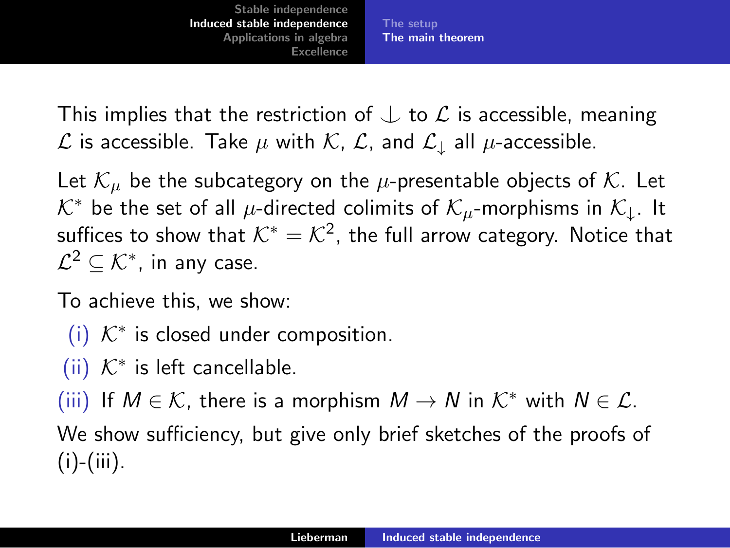This implies that the restriction of $\mathrel{\raise0.2ex\hbox{$\smile$}}$ to $\mathcal{L}$ is accessible, meaning $\mathcal{L}$ is accessible. Take $\mu$ with $\mathcal{K}$, $\mathcal{L}$, and $\mathcal{L}_{\downarrow}$ all $\mu$-accessible.

Let $\mathcal{K}_\mu$ be the subcategory on the $\mu$-presentable objects of $\mathcal{K}$. Let $\mathcal{K}^*$ be the set of all $\mu$-directed colimits of $\mathcal{K}_\mu$-morphisms in $\mathcal{K}_{\downarrow}$. It suffices to show that $\mathcal{K}^* = \mathcal{K}^2$, the full arrow category. Notice that $\mathcal{L}^2 \subseteq \mathcal{K}^*$, in any case.

To achieve this, we show:

(i) $\mathcal{K}^*$ is closed under composition.

(ii) $\mathcal{K}^*$ is left cancellable.

(iii) If $M \in \mathcal{K}$, there is a morphism $M \to N$ in $\mathcal{K}^*$ with $N \in \mathcal{L}$.

We show sufficiency, but give only brief sketches of the proofs of (i)-(iii).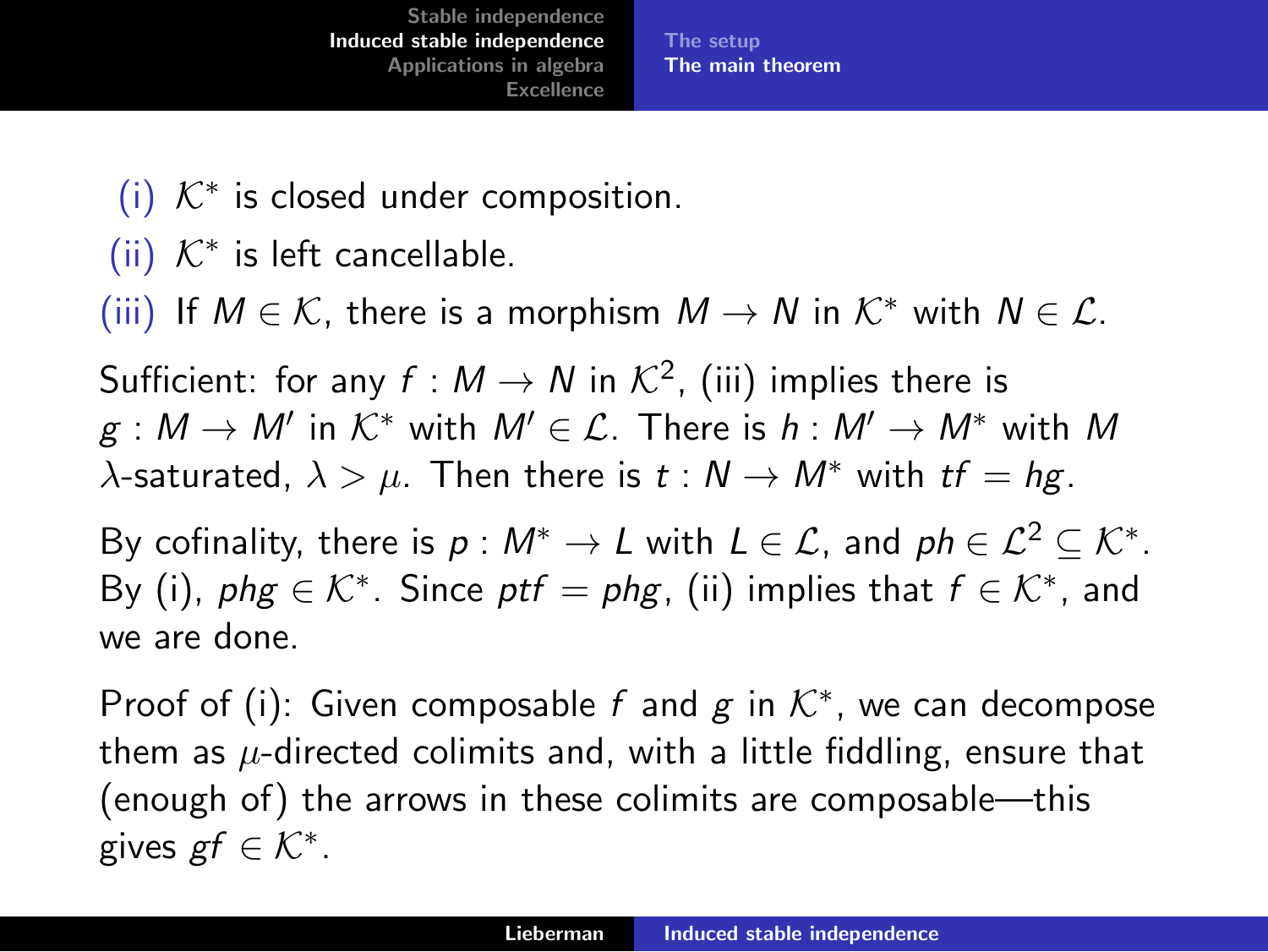(i) $\mathcal{K}^*$ is closed under composition.

(ii) $\mathcal{K}^*$ is left cancellable.

(iii) If $M \in \mathcal{K}$, there is a morphism $M \to N$ in $\mathcal{K}^*$ with $N \in \mathcal{L}$.

Sufficient: for any $f : M \to N$ in $\mathcal{K}^2$, (iii) implies there is $g : M \to M'$ in $\mathcal{K}^*$ with $M' \in \mathcal{L}$. There is $h : M' \to M^*$ with $M$ $\lambda$-saturated, $\lambda > \mu$. Then there is $t : N \to M^*$ with $tf = hg$.

By cofinality, there is $p : M^* \to L$ with $L \in \mathcal{L}$, and $ph \in \mathcal{L}^2 \subseteq \mathcal{K}^*$. By (i), $phg \in \mathcal{K}^*$. Since $ptf = phg$, (ii) implies that $f \in \mathcal{K}^*$, and we are done.

Proof of (i): Given composable $f$ and $g$ in $\mathcal{K}^*$, we can decompose them as $\mu$-directed colimits and, with a little fiddling, ensure that (enough of) the arrows in these colimits are composable—this gives $gf \in \mathcal{K}^*$.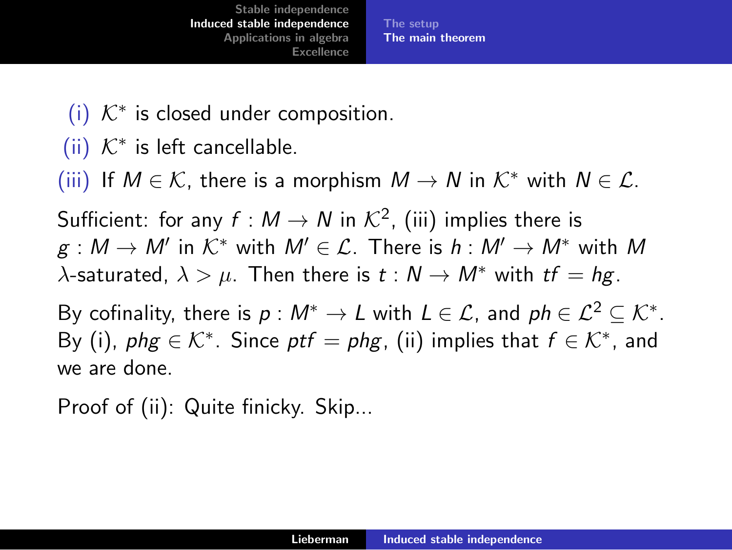(i) $\mathcal{K}^*$ is closed under composition.

(ii) $\mathcal{K}^*$ is left cancellable.

(iii) If $M \in \mathcal{K}$, there is a morphism $M \to N$ in $\mathcal{K}^*$ with $N \in \mathcal{L}$.

Sufficient: for any $f : M \to N$ in $\mathcal{K}^2$, (iii) implies there is $g : M \to M'$ in $\mathcal{K}^*$ with $M' \in \mathcal{L}$. There is $h : M' \to M^*$ with $M$ $\lambda$-saturated, $\lambda > \mu$. Then there is $t : N \to M^*$ with $tf = hg$.

By cofinality, there is $p : M^* \to L$ with $L \in \mathcal{L}$, and $ph \in \mathcal{L}^2 \subseteq \mathcal{K}^*$. By (i), $phg \in \mathcal{K}^*$. Since $ptf = phg$, (ii) implies that $f \in \mathcal{K}^*$, and we are done.

Proof of (ii): Quite finicky. Skip...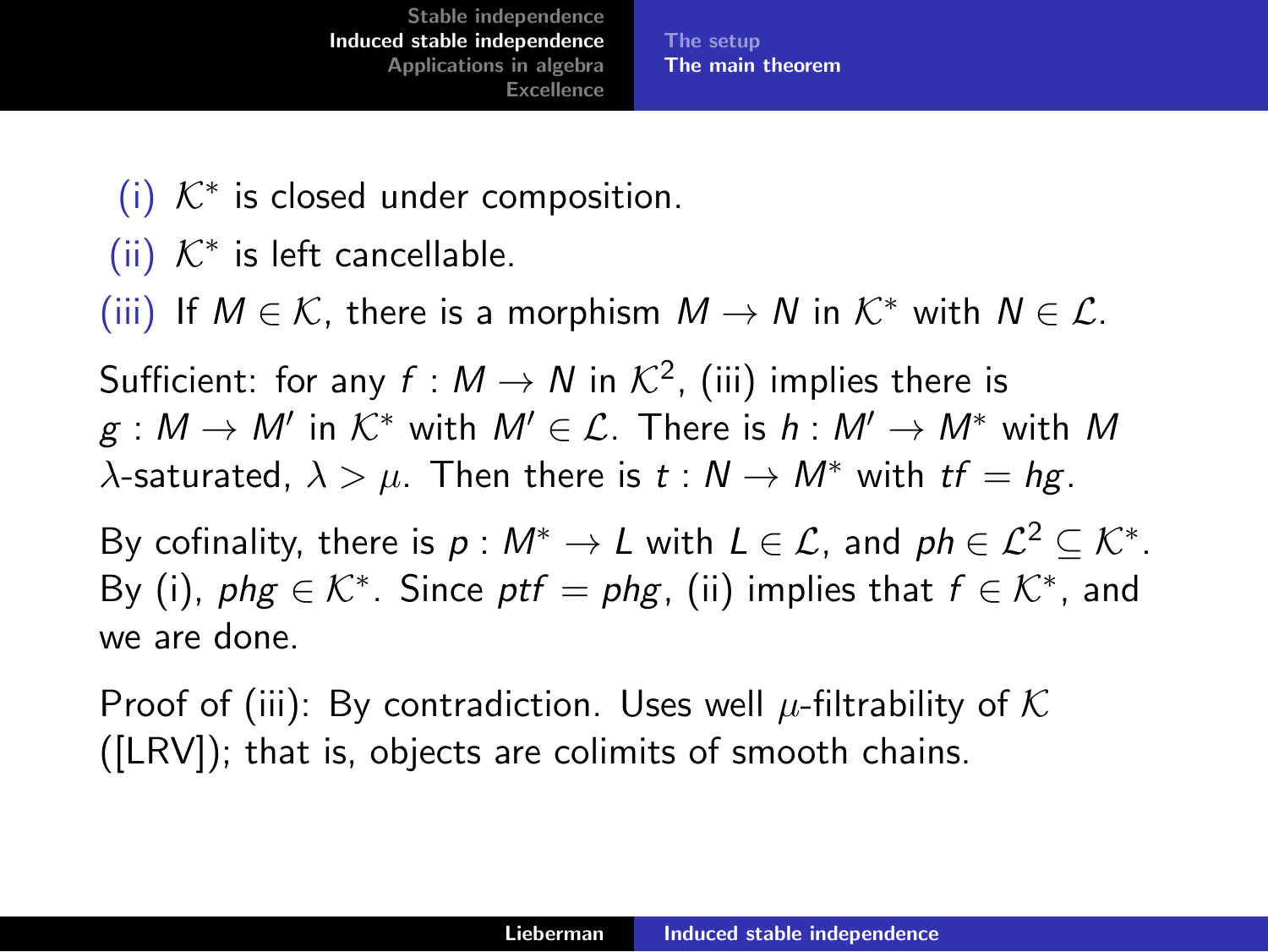(i) $\mathcal{K}^*$ is closed under composition.

(ii) $\mathcal{K}^*$ is left cancellable.

(iii) If $M \in \mathcal{K}$, there is a morphism $M \to N$ in $\mathcal{K}^*$ with $N \in \mathcal{L}$.

Sufficient: for any $f : M \to N$ in $\mathcal{K}^2$, (iii) implies there is $g : M \to M'$ in $\mathcal{K}^*$ with $M' \in \mathcal{L}$. There is $h : M' \to M^*$ with $M$ $\lambda$-saturated, $\lambda > \mu$. Then there is $t : N \to M^*$ with $tf = hg$.

By cofinality, there is $p : M^* \to L$ with $L \in \mathcal{L}$, and $ph \in \mathcal{L}^2 \subseteq \mathcal{K}^*$. By (i), $phg \in \mathcal{K}^*$. Since $ptf = phg$, (ii) implies that $f \in \mathcal{K}^*$, and we are done.

Proof of (iii): By contradiction. Uses well $\mu$-filtrability of $\mathcal{K}$ ([LRV]); that is, objects are colimits of smooth chains.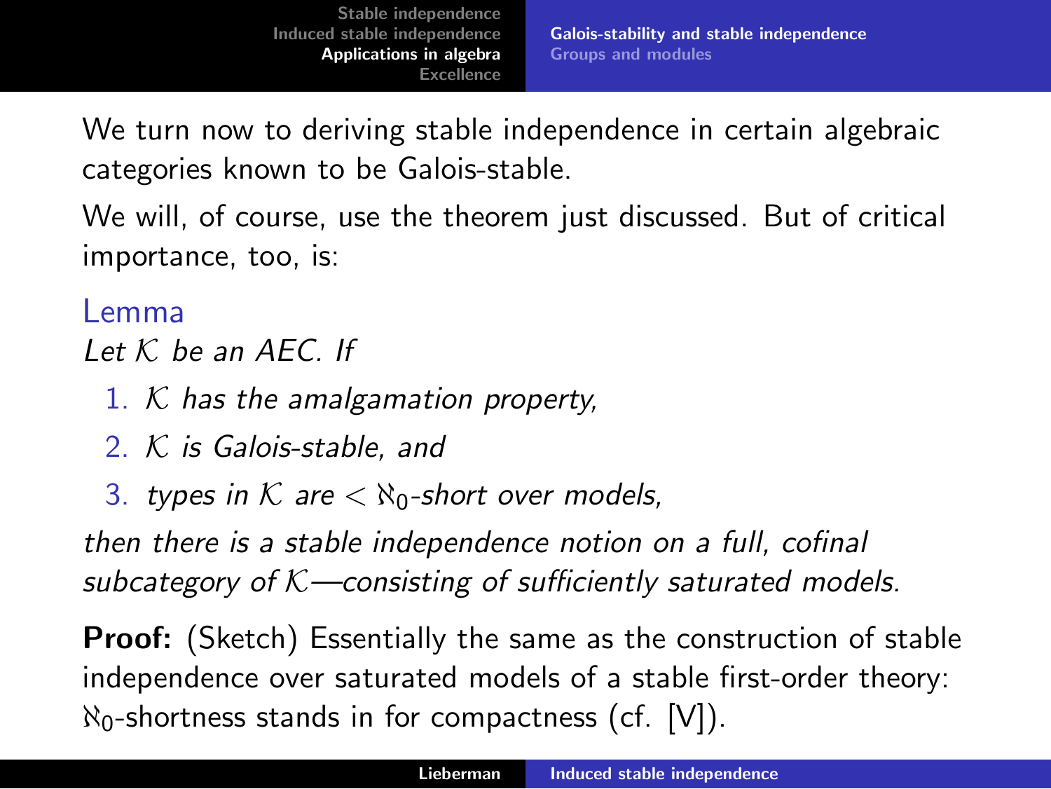We turn now to deriving stable independence in certain algebraic categories known to be Galois-stable.

We will, of course, use the theorem just discussed. But of critical importance, too, is:

**Lemma**

*Let $\mathcal{K}$ be an AEC. If*

1. *$\mathcal{K}$ has the amalgamation property,*
2. *$\mathcal{K}$ is Galois-stable, and*
3. *types in $\mathcal{K}$ are $< \aleph_0$-short over models,*

*then there is a stable independence notion on a full, cofinal subcategory of $\mathcal{K}$—consisting of sufficiently saturated models.*

**Proof:** (Sketch) Essentially the same as the construction of stable independence over saturated models of a stable first-order theory: $\aleph_0$-shortness stands in for compactness (cf. [V]).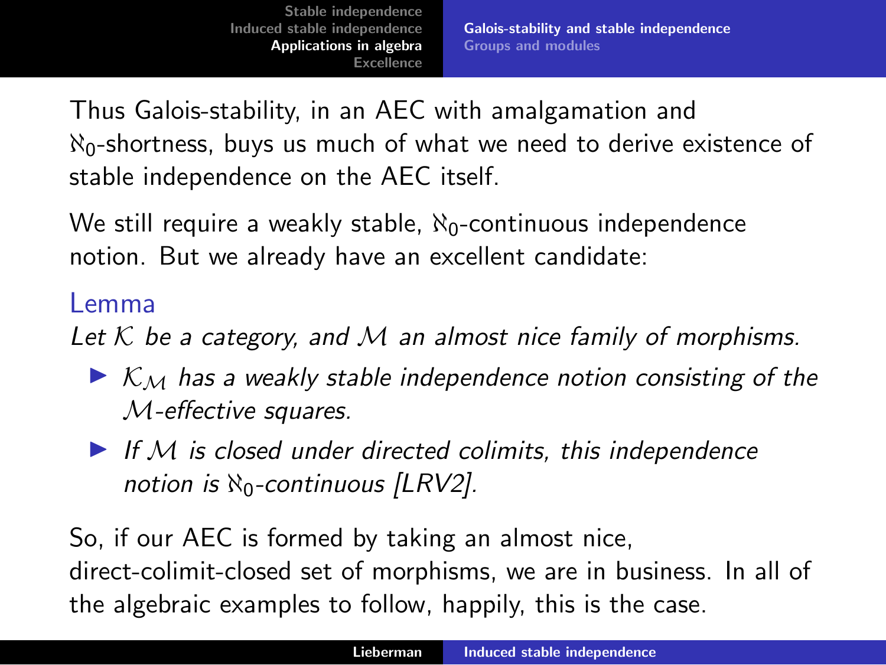Thus Galois-stability, in an AEC with amalgamation and $\aleph_0$-shortness, buys us much of what we need to derive existence of stable independence on the AEC itself.

We still require a weakly stable, $\aleph_0$-continuous independence notion. But we already have an excellent candidate:

**Lemma**

*Let $\mathcal{K}$ be a category, and $\mathcal{M}$ an almost nice family of morphisms.*

- *$\mathcal{K}_{\mathcal{M}}$ has a weakly stable independence notion consisting of the $\mathcal{M}$-effective squares.*
- *If $\mathcal{M}$ is closed under directed colimits, this independence notion is $\aleph_0$-continuous [LRV2].*

So, if our AEC is formed by taking an almost nice, direct-colimit-closed set of morphisms, we are in business. In all of the algebraic examples to follow, happily, this is the case.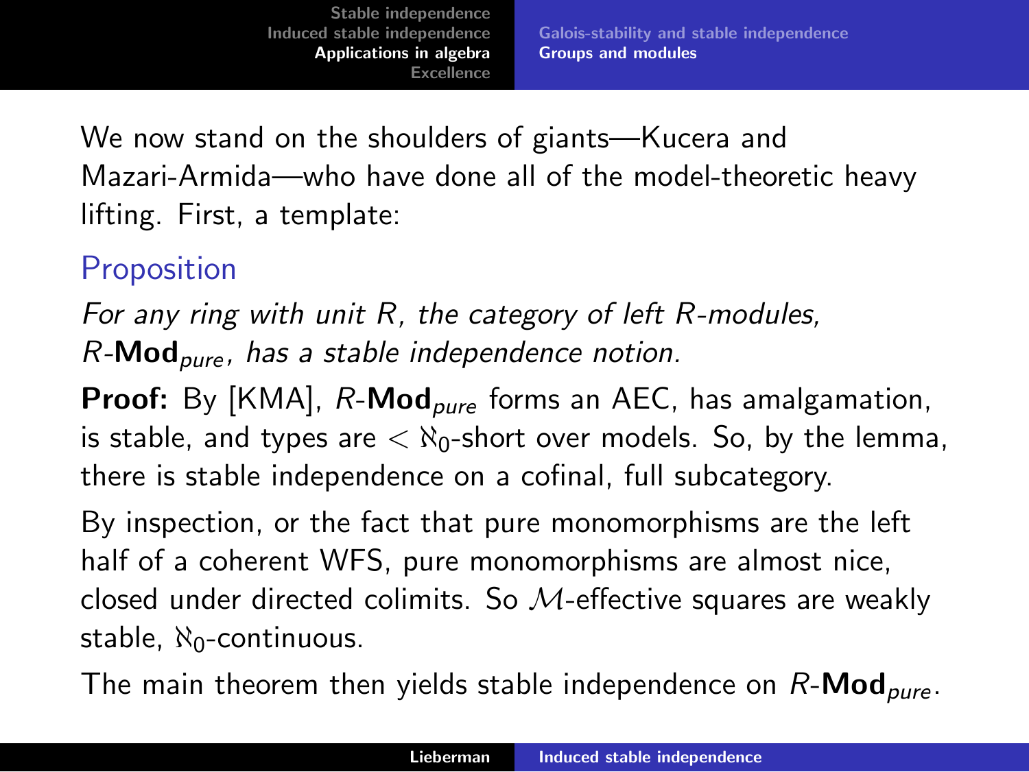We now stand on the shoulders of giants—Kucera and Mazari-Armida—who have done all of the model-theoretic heavy lifting. First, a template:

### Proposition

*For any ring with unit $R$, the category of left $R$-modules, $R$-$\mathbf{Mod}_{pure}$, has a stable independence notion.*

**Proof:** By [KMA], $R$-$\mathbf{Mod}_{pure}$ forms an AEC, has amalgamation, is stable, and types are $< \aleph_0$-short over models. So, by the lemma, there is stable independence on a cofinal, full subcategory.

By inspection, or the fact that pure monomorphisms are the left half of a coherent WFS, pure monomorphisms are almost nice, closed under directed colimits. So $\mathcal{M}$-effective squares are weakly stable, $\aleph_0$-continuous.

The main theorem then yields stable independence on $R$-$\mathbf{Mod}_{pure}$.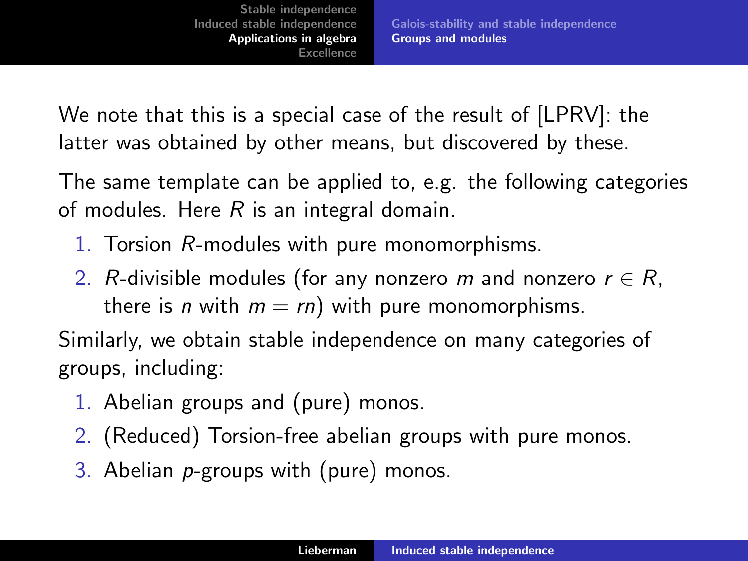We note that this is a special case of the result of [LPRV]: the latter was obtained by other means, but discovered by these.

The same template can be applied to, e.g. the following categories of modules. Here $R$ is an integral domain.

1. Torsion $R$-modules with pure monomorphisms.
2. $R$-divisible modules (for any nonzero $m$ and nonzero $r \in R$, there is $n$ with $m = rn$) with pure monomorphisms.

Similarly, we obtain stable independence on many categories of groups, including:

1. Abelian groups and (pure) monos.
2. (Reduced) Torsion-free abelian groups with pure monos.
3. Abelian $p$-groups with (pure) monos.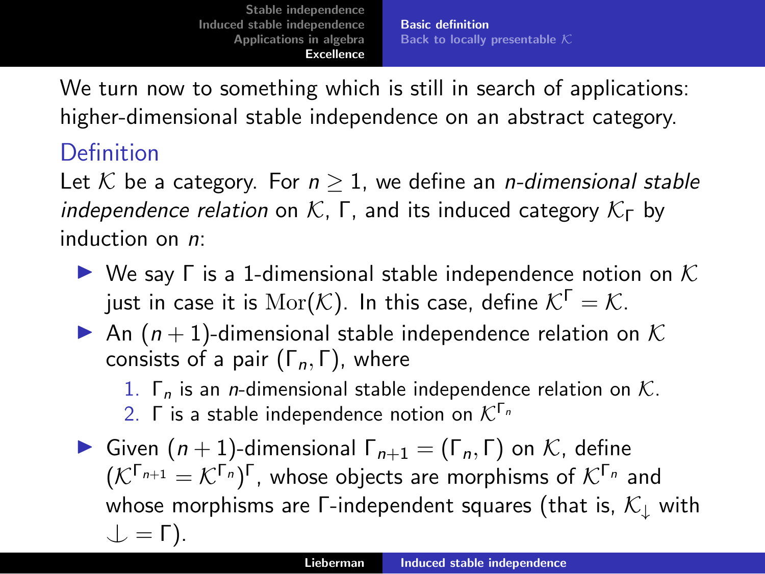We turn now to something which is still in search of applications: higher-dimensional stable independence on an abstract category.

## Definition

Let $\mathcal{K}$ be a category. For $n \geq 1$, we define an *n-dimensional stable independence relation* on $\mathcal{K}$, $\Gamma$, and its induced category $\mathcal{K}_\Gamma$ by induction on $n$:

- We say $\Gamma$ is a 1-dimensional stable independence notion on $\mathcal{K}$ just in case it is $\mathrm{Mor}(\mathcal{K})$. In this case, define $\mathcal{K}^\Gamma = \mathcal{K}$.
- An $(n+1)$-dimensional stable independence relation on $\mathcal{K}$ consists of a pair $(\Gamma_n, \Gamma)$, where
  1. $\Gamma_n$ is an $n$-dimensional stable independence relation on $\mathcal{K}$.
  2. $\Gamma$ is a stable independence notion on $\mathcal{K}^{\Gamma_n}$
- Given $(n+1)$-dimensional $\Gamma_{n+1} = (\Gamma_n, \Gamma)$ on $\mathcal{K}$, define $(\mathcal{K}^{\Gamma_{n+1}} = \mathcal{K}^{\Gamma_n})^\Gamma$, whose objects are morphisms of $\mathcal{K}^{\Gamma_n}$ and whose morphisms are $\Gamma$-independent squares (that is, $\mathcal{K}_\downarrow$ with $\downarrow = \Gamma$).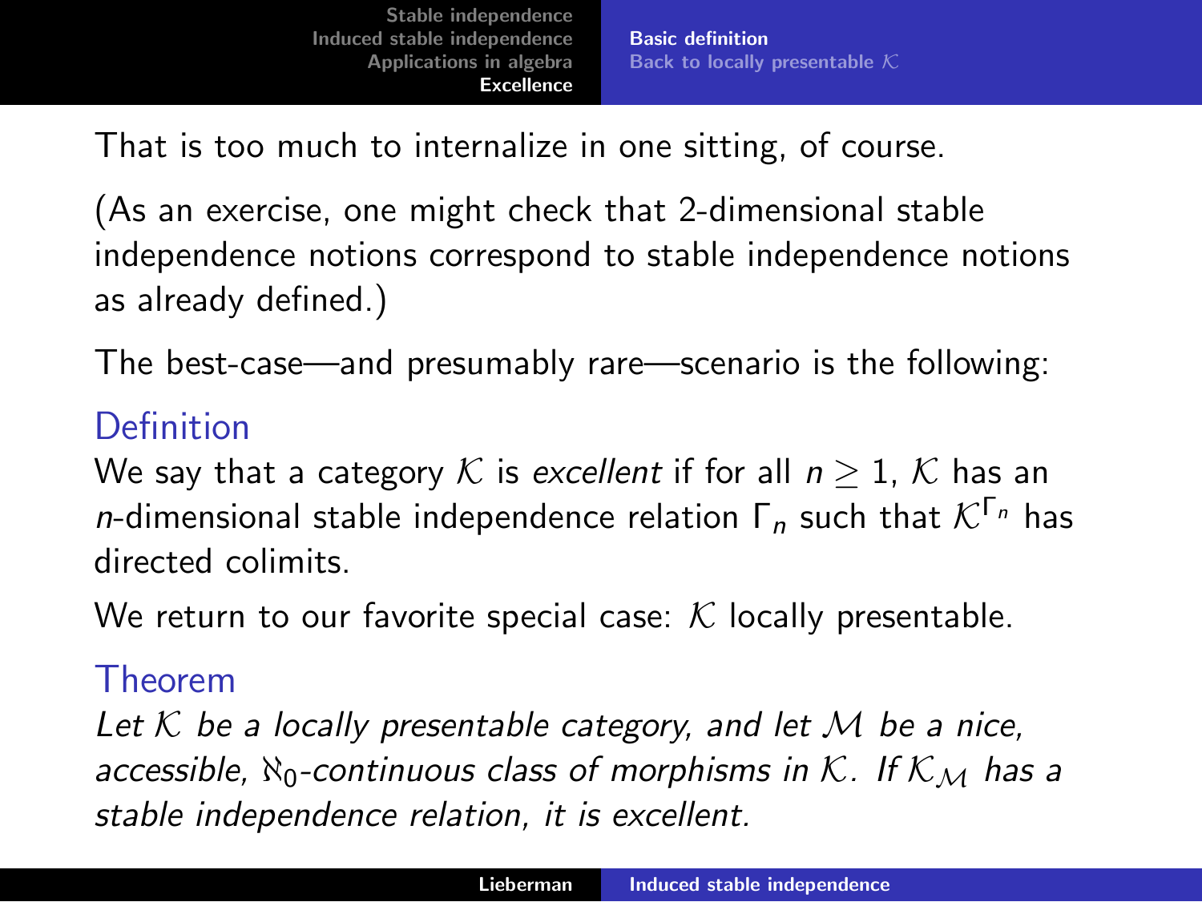That is too much to internalize in one sitting, of course.

(As an exercise, one might check that 2-dimensional stable independence notions correspond to stable independence notions as already defined.)

The best-case—and presumably rare—scenario is the following:

**Definition**

We say that a category $\mathcal{K}$ is *excellent* if for all $n \geq 1$, $\mathcal{K}$ has an $n$-dimensional stable independence relation $\Gamma_n$ such that $\mathcal{K}^{\Gamma_n}$ has directed colimits.

We return to our favorite special case: $\mathcal{K}$ locally presentable.

**Theorem**

*Let $\mathcal{K}$ be a locally presentable category, and let $\mathcal{M}$ be a nice, accessible, $\aleph_0$-continuous class of morphisms in $\mathcal{K}$. If $\mathcal{K}_{\mathcal{M}}$ has a stable independence relation, it is excellent.*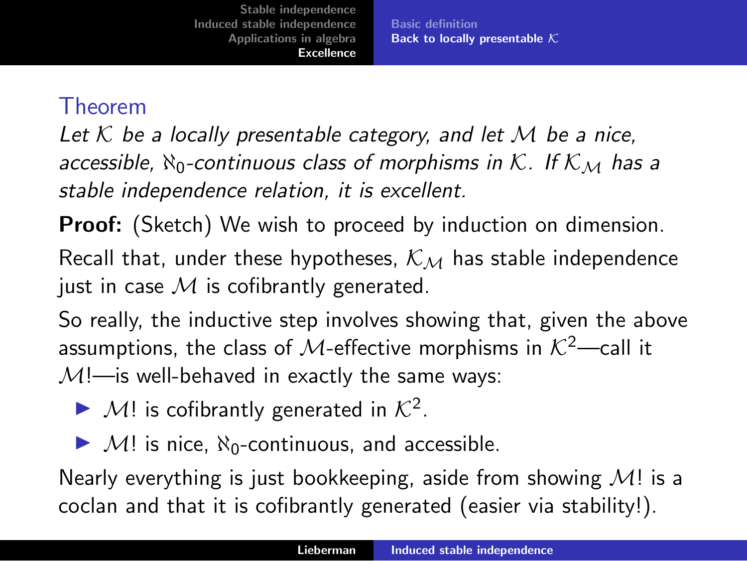## Theorem

*Let $\mathcal{K}$ be a locally presentable category, and let $\mathcal{M}$ be a nice, accessible, $\aleph_0$-continuous class of morphisms in $\mathcal{K}$. If $\mathcal{K}_{\mathcal{M}}$ has a stable independence relation, it is excellent.*

**Proof:** (Sketch) We wish to proceed by induction on dimension.

Recall that, under these hypotheses, $\mathcal{K}_{\mathcal{M}}$ has stable independence just in case $\mathcal{M}$ is cofibrantly generated.

So really, the inductive step involves showing that, given the above assumptions, the class of $\mathcal{M}$-effective morphisms in $\mathcal{K}^2$—call it $\mathcal{M}!$—is well-behaved in exactly the same ways:

- $\mathcal{M}!$ is cofibrantly generated in $\mathcal{K}^2$.
- $\mathcal{M}!$ is nice, $\aleph_0$-continuous, and accessible.

Nearly everything is just bookkeeping, aside from showing $\mathcal{M}!$ is a coclan and that it is cofibrantly generated (easier via stability!).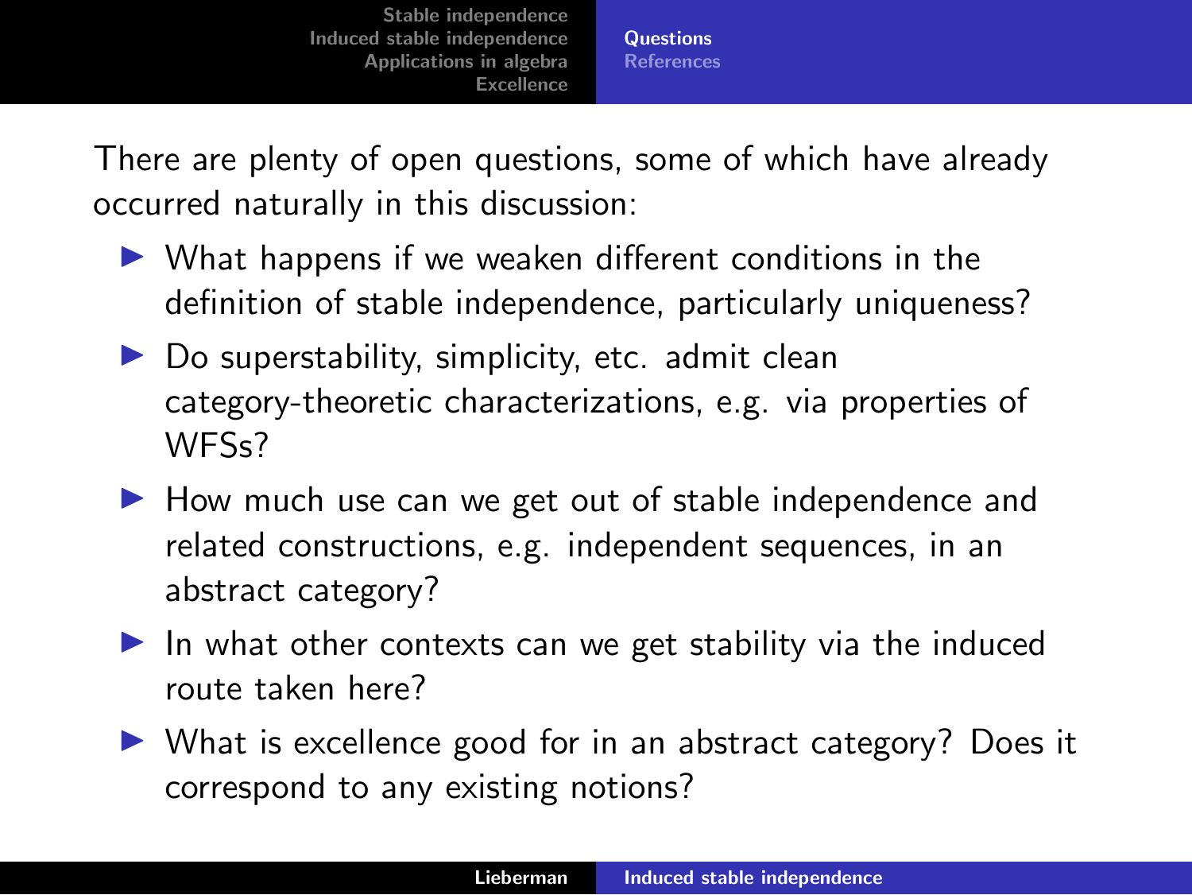There are plenty of open questions, some of which have already occurred naturally in this discussion:

- What happens if we weaken different conditions in the definition of stable independence, particularly uniqueness?
- Do superstability, simplicity, etc. admit clean category-theoretic characterizations, e.g. via properties of WFSs?
- How much use can we get out of stable independence and related constructions, e.g. independent sequences, in an abstract category?
- In what other contexts can we get stability via the induced route taken here?
- What is excellence good for in an abstract category? Does it correspond to any existing notions?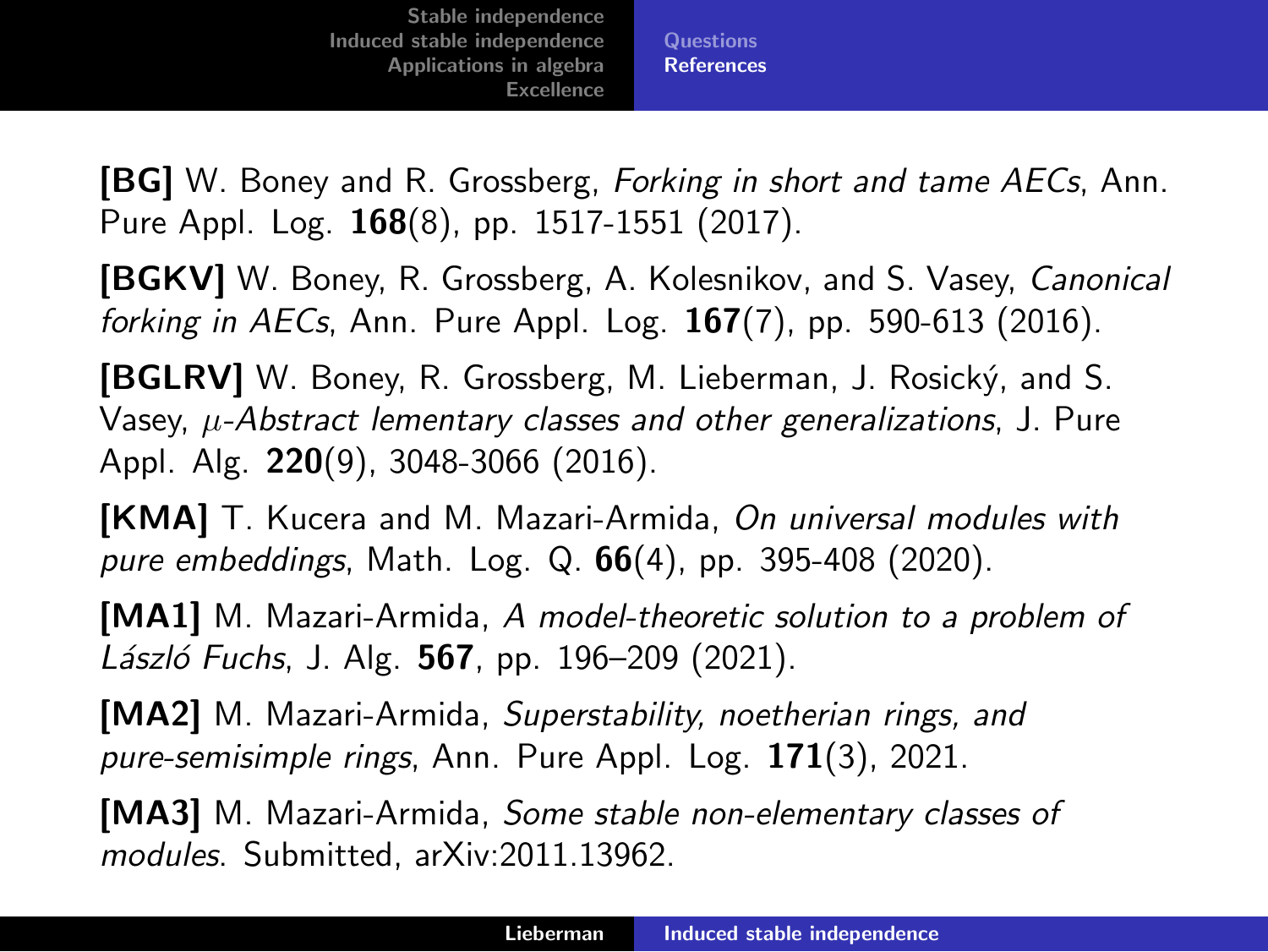**[BG]** W. Boney and R. Grossberg, *Forking in short and tame AECs*, Ann. Pure Appl. Log. **168**(8), pp. 1517-1551 (2017).

**[BGKV]** W. Boney, R. Grossberg, A. Kolesnikov, and S. Vasey, *Canonical forking in AECs*, Ann. Pure Appl. Log. **167**(7), pp. 590-613 (2016).

**[BGLRV]** W. Boney, R. Grossberg, M. Lieberman, J. Rosický, and S. Vasey, *$\mu$-Abstract lementary classes and other generalizations*, J. Pure Appl. Alg. **220**(9), 3048-3066 (2016).

**[KMA]** T. Kucera and M. Mazari-Armida, *On universal modules with pure embeddings*, Math. Log. Q. **66**(4), pp. 395-408 (2020).

**[MA1]** M. Mazari-Armida, *A model-theoretic solution to a problem of László Fuchs*, J. Alg. **567**, pp. 196–209 (2021).

**[MA2]** M. Mazari-Armida, *Superstability, noetherian rings, and pure-semisimple rings*, Ann. Pure Appl. Log. **171**(3), 2021.

**[MA3]** M. Mazari-Armida, *Some stable non-elementary classes of modules*. Submitted, arXiv:2011.13962.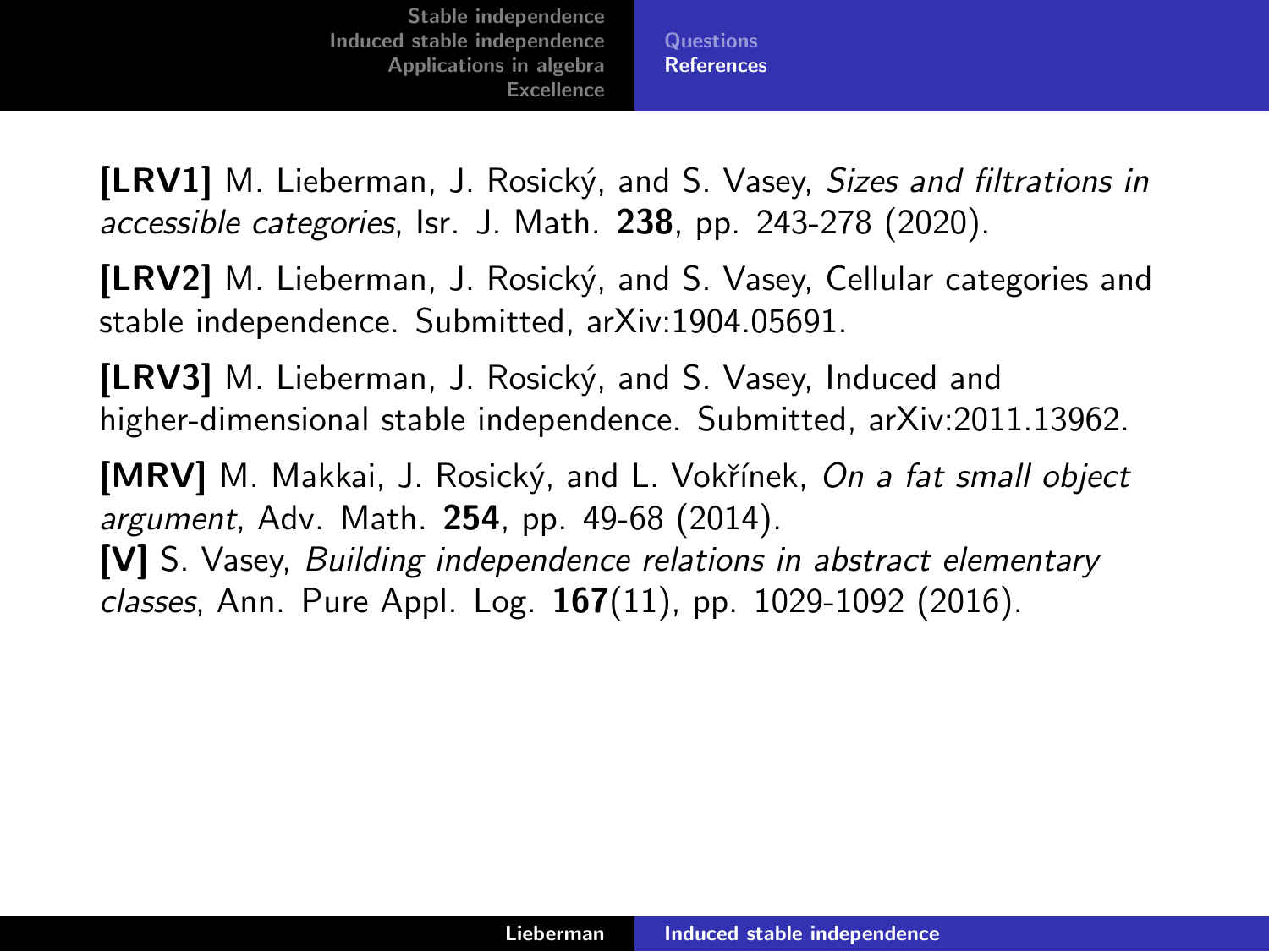**[LRV1]** M. Lieberman, J. Rosický, and S. Vasey, *Sizes and filtrations in accessible categories*, Isr. J. Math. **238**, pp. 243-278 (2020).

**[LRV2]** M. Lieberman, J. Rosický, and S. Vasey, Cellular categories and stable independence. Submitted, arXiv:1904.05691.

**[LRV3]** M. Lieberman, J. Rosický, and S. Vasey, Induced and higher-dimensional stable independence. Submitted, arXiv:2011.13962.

**[MRV]** M. Makkai, J. Rosický, and L. Vokřínek, *On a fat small object argument*, Adv. Math. **254**, pp. 49-68 (2014).

**[V]** S. Vasey, *Building independence relations in abstract elementary classes*, Ann. Pure Appl. Log. **167**(11), pp. 1029-1092 (2016).